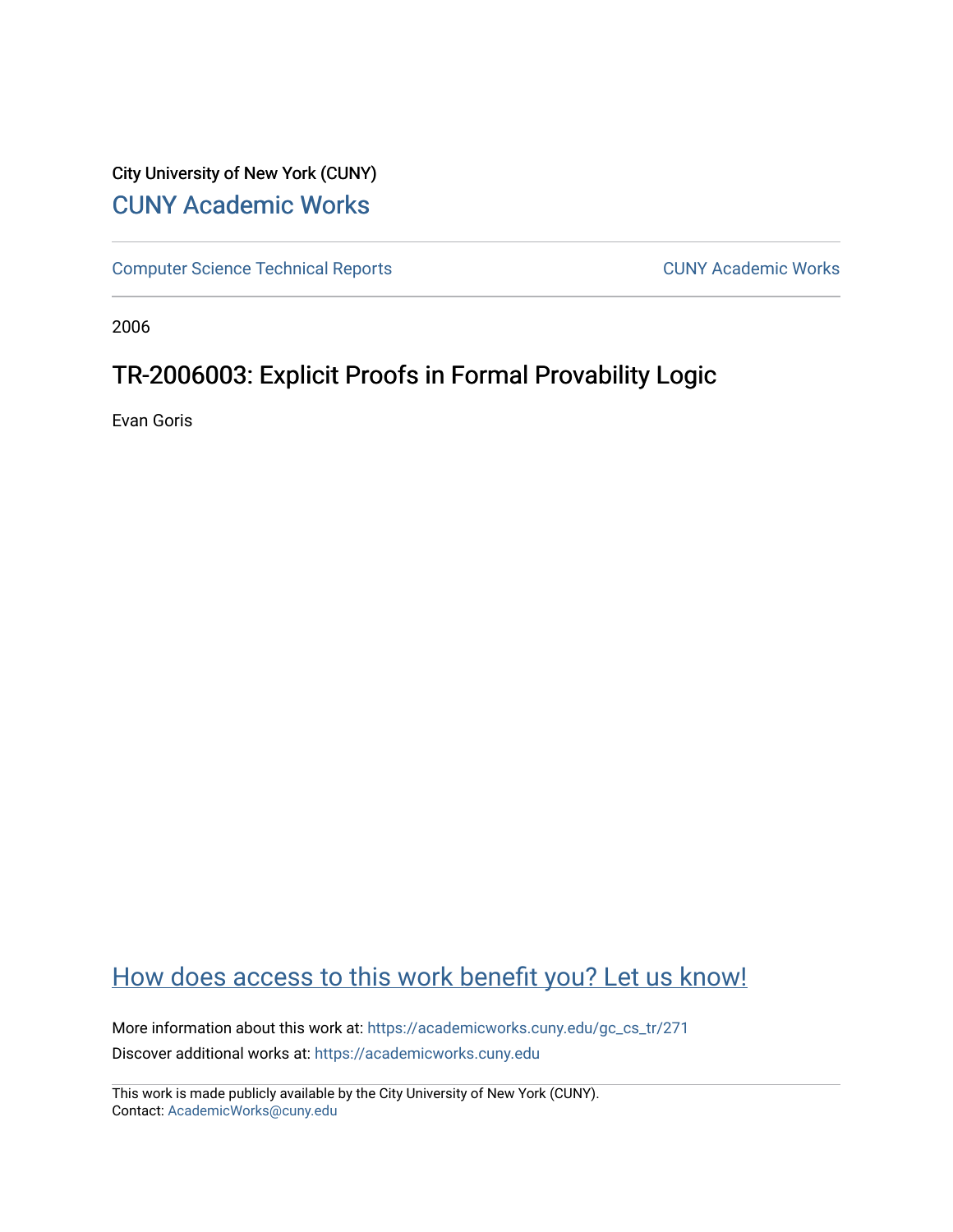City University of New York (CUNY)

# CUNY Academic Works

Computer Science Technical Reports

CUNY Academic Works

2006

## TR-2006003: Explicit Proofs in Formal Provability Logic

Evan Goris

How does access to this work benefit you? Let us know!

More information about this work at: https://academicworks.cuny.edu/gc_cs_tr/271

Discover additional works at: https://academicworks.cuny.edu

This work is made publicly available by the City University of New York (CUNY).
Contact: AcademicWorks@cuny.edu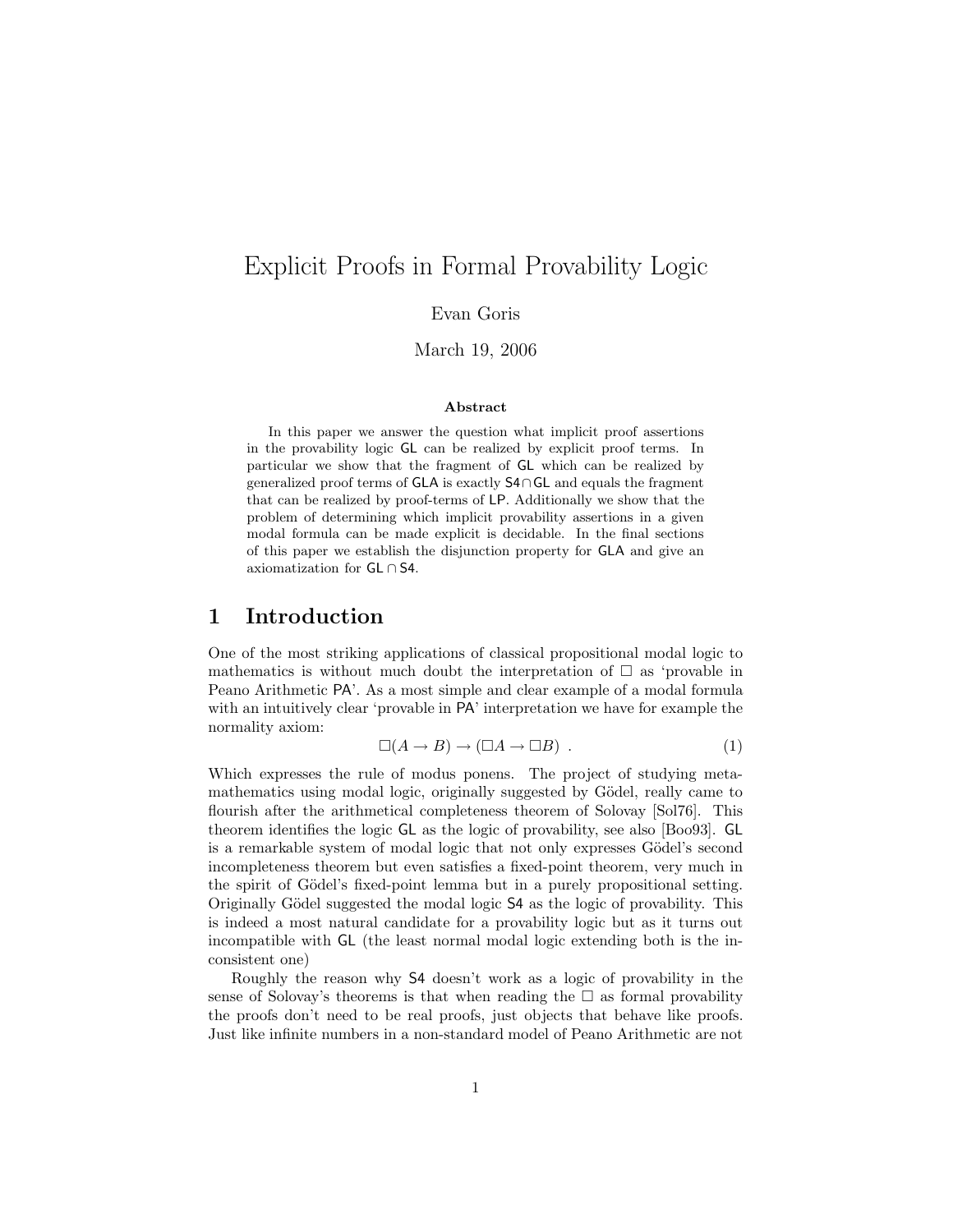# Explicit Proofs in Formal Provability Logic

Evan Goris

March 19, 2006

### Abstract

In this paper we answer the question what implicit proof assertions in the provability logic GL can be realized by explicit proof terms. In particular we show that the fragment of GL which can be realized by generalized proof terms of GLA is exactly S4$\cap$GL and equals the fragment that can be realized by proof-terms of LP. Additionally we show that the problem of determining which implicit provability assertions in a given modal formula can be made explicit is decidable. In the final sections of this paper we establish the disjunction property for GLA and give an axiomatization for GL $\cap$ S4.

## 1 Introduction

One of the most striking applications of classical propositional modal logic to mathematics is without much doubt the interpretation of $\Box$ as 'provable in Peano Arithmetic PA'. As a most simple and clear example of a modal formula with an intuitively clear 'provable in PA' interpretation we have for example the normality axiom:

$$\Box(A \to B) \to (\Box A \to \Box B) \ . \tag{1}$$

Which expresses the rule of modus ponens. The project of studying metamathematics using modal logic, originally suggested by Gödel, really came to flourish after the arithmetical completeness theorem of Solovay [Sol76]. This theorem identifies the logic GL as the logic of provability, see also [Boo93]. GL is a remarkable system of modal logic that not only expresses Gödel's second incompleteness theorem but even satisfies a fixed-point theorem, very much in the spirit of Gödel's fixed-point lemma but in a purely propositional setting. Originally Gödel suggested the modal logic S4 as the logic of provability. This is indeed a most natural candidate for a provability logic but as it turns out incompatible with GL (the least normal modal logic extending both is the inconsistent one)

Roughly the reason why S4 doesn't work as a logic of provability in the sense of Solovay's theorems is that when reading the $\Box$ as formal provability the proofs don't need to be real proofs, just objects that behave like proofs. Just like infinite numbers in a non-standard model of Peano Arithmetic are not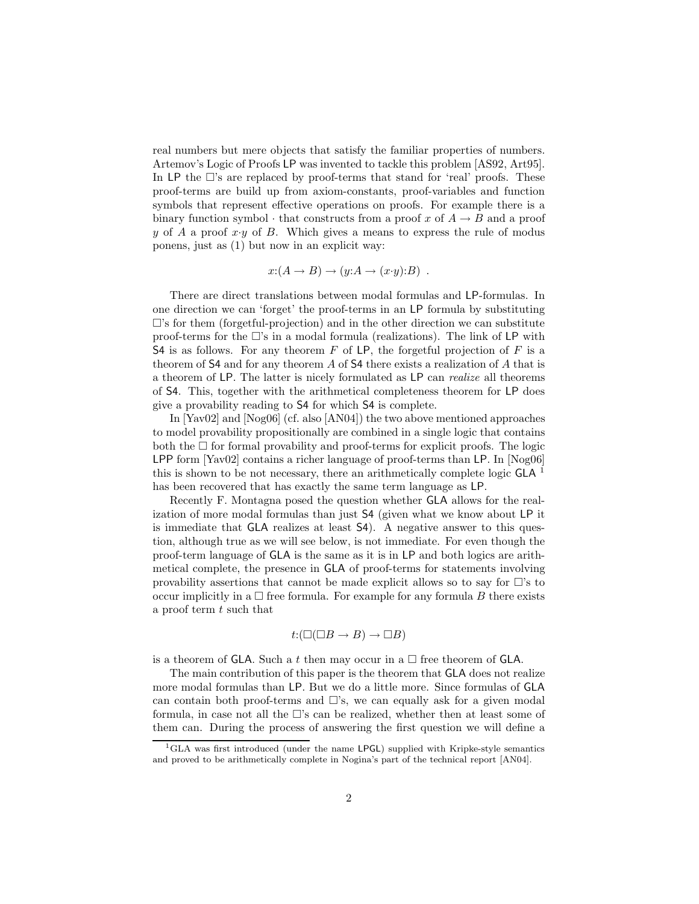real numbers but mere objects that satisfy the familiar properties of numbers. Artemov's Logic of Proofs LP was invented to tackle this problem [AS92, Art95]. In LP the $\Box$'s are replaced by proof-terms that stand for 'real' proofs. These proof-terms are build up from axiom-constants, proof-variables and function symbols that represent effective operations on proofs. For example there is a binary function symbol $\cdot$ that constructs from a proof $x$ of $A \to B$ and a proof $y$ of $A$ a proof $x{\cdot}y$ of $B$. Which gives a means to express the rule of modus ponens, just as (1) but now in an explicit way:

$$x{:}(A \to B) \to (y{:}A \to (x{\cdot}y){:}B) \enspace .$$

There are direct translations between modal formulas and LP-formulas. In one direction we can 'forget' the proof-terms in an LP formula by substituting $\Box$'s for them (forgetful-projection) and in the other direction we can substitute proof-terms for the $\Box$'s in a modal formula (realizations). The link of LP with S4 is as follows. For any theorem $F$ of LP, the forgetful projection of $F$ is a theorem of S4 and for any theorem $A$ of S4 there exists a realization of $A$ that is a theorem of LP. The latter is nicely formulated as LP can *realize* all theorems of S4. This, together with the arithmetical completeness theorem for LP does give a provability reading to S4 for which S4 is complete.

In [Yav02] and [Nog06] (cf. also [AN04]) the two above mentioned approaches to model provability propositionally are combined in a single logic that contains both the $\Box$ for formal provability and proof-terms for explicit proofs. The logic LPP form [Yav02] contains a richer language of proof-terms than LP. In [Nog06] this is shown to be not necessary, there an arithmetically complete logic GLA [1] has been recovered that has exactly the same term language as LP.

Recently F. Montagna posed the question whether GLA allows for the realization of more modal formulas than just S4 (given what we know about LP it is immediate that GLA realizes at least S4). A negative answer to this question, although true as we will see below, is not immediate. For even though the proof-term language of GLA is the same as it is in LP and both logics are arithmetical complete, the presence in GLA of proof-terms for statements involving provability assertions that cannot be made explicit allows so to say for $\Box$'s to occur implicitly in a $\Box$ free formula. For example for any formula $B$ there exists a proof term $t$ such that

$$t{:}(\Box(\Box B \to B) \to \Box B)$$

is a theorem of GLA. Such a $t$ then may occur in a $\Box$ free theorem of GLA.

The main contribution of this paper is the theorem that GLA does not realize more modal formulas than LP. But we do a little more. Since formulas of GLA can contain both proof-terms and $\Box$'s, we can equally ask for a given modal formula, in case not all the $\Box$'s can be realized, whether then at least some of them can. During the process of answering the first question we will define a

[1] GLA was first introduced (under the name LPGL) supplied with Kripke-style semantics and proved to be arithmetically complete in Nogina's part of the technical report [AN04].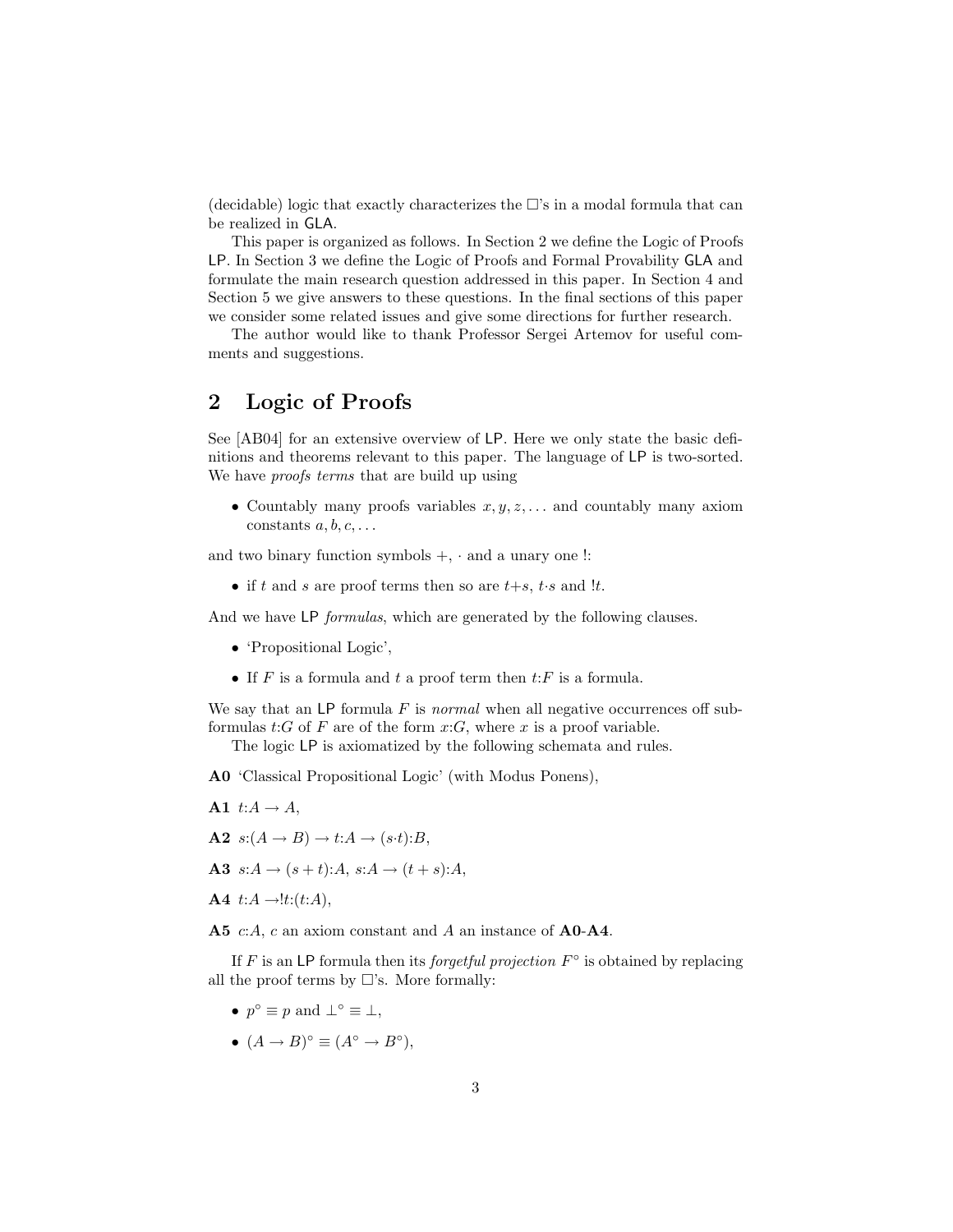(decidable) logic that exactly characterizes the $\Box$'s in a modal formula that can be realized in GLA.

This paper is organized as follows. In Section 2 we define the Logic of Proofs LP. In Section 3 we define the Logic of Proofs and Formal Provability GLA and formulate the main research question addressed in this paper. In Section 4 and Section 5 we give answers to these questions. In the final sections of this paper we consider some related issues and give some directions for further research.

The author would like to thank Professor Sergei Artemov for useful comments and suggestions.

## 2 Logic of Proofs

See [AB04] for an extensive overview of LP. Here we only state the basic definitions and theorems relevant to this paper. The language of LP is two-sorted. We have *proofs terms* that are build up using

- Countably many proofs variables $x, y, z, \ldots$ and countably many axiom constants $a, b, c, \ldots$

and two binary function symbols $+$, $\cdot$ and a unary one $!$:

- if $t$ and $s$ are proof terms then so are $t{+}s$, $t{\cdot}s$ and $!t$.

And we have LP *formulas*, which are generated by the following clauses.

- 'Propositional Logic',
- If $F$ is a formula and $t$ a proof term then $t{:}F$ is a formula.

We say that an LP formula $F$ is *normal* when all negative occurrences off subformulas $t{:}G$ of $F$ are of the form $x{:}G$, where $x$ is a proof variable.

The logic LP is axiomatized by the following schemata and rules.

**A0** 'Classical Propositional Logic' (with Modus Ponens),

**A1** $t{:}A \to A$,

**A2** $s{:}(A \to B) \to t{:}A \to (s{\cdot}t){:}B$,

**A3** $s{:}A \to (s+t){:}A$, $s{:}A \to (t+s){:}A$,

**A4** $t{:}A \to !t{:}(t{:}A)$,

**A5** $c{:}A$, $c$ an axiom constant and $A$ an instance of **A0**-**A4**.

If $F$ is an LP formula then its *forgetful projection* $F^\circ$ is obtained by replacing all the proof terms by $\Box$'s. More formally:

- $p^\circ \equiv p$ and $\bot^\circ \equiv \bot$,
- $(A \to B)^\circ \equiv (A^\circ \to B^\circ)$,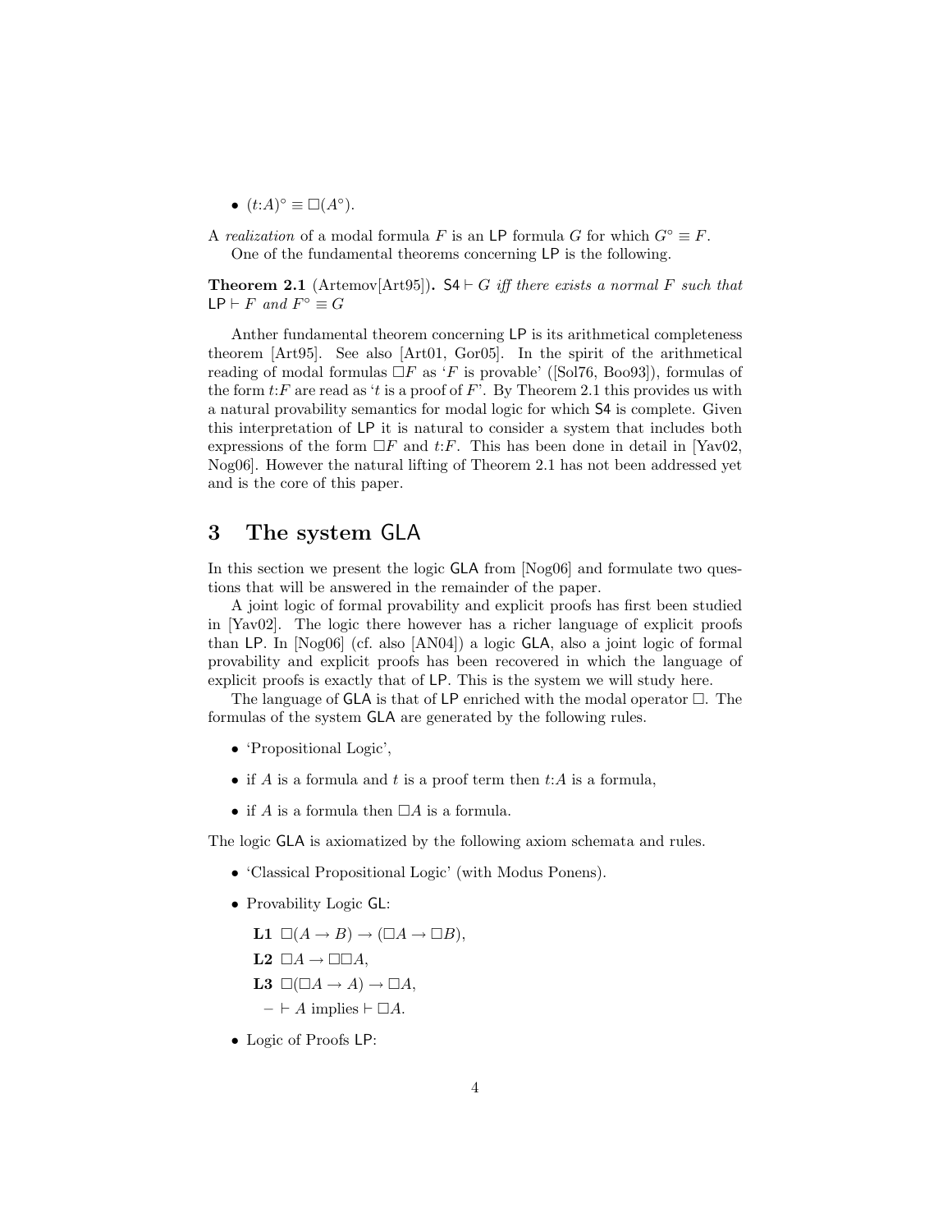- $(t{:}A)^\circ \equiv \Box(A^\circ)$.

A *realization* of a modal formula $F$ is an LP formula $G$ for which $G^\circ \equiv F$.

One of the fundamental theorems concerning LP is the following.

**Theorem 2.1** (Artemov[Art95]). *$\mathsf{S4} \vdash G$ iff there exists a normal $F$ such that $\mathsf{LP} \vdash F$ and $F^\circ \equiv G$*

Anther fundamental theorem concerning LP is its arithmetical completeness theorem [Art95]. See also [Art01, Gor05]. In the spirit of the arithmetical reading of modal formulas $\Box F$ as '$F$ is provable' ([Sol76, Boo93]), formulas of the form $t{:}F$ are read as '$t$ is a proof of $F$'. By Theorem 2.1 this provides us with a natural provability semantics for modal logic for which S4 is complete. Given this interpretation of LP it is natural to consider a system that includes both expressions of the form $\Box F$ and $t{:}F$. This has been done in detail in [Yav02, Nog06]. However the natural lifting of Theorem 2.1 has not been addressed yet and is the core of this paper.

# 3 The system GLA

In this section we present the logic GLA from [Nog06] and formulate two questions that will be answered in the remainder of the paper.

A joint logic of formal provability and explicit proofs has first been studied in [Yav02]. The logic there however has a richer language of explicit proofs than LP. In [Nog06] (cf. also [AN04]) a logic GLA, also a joint logic of formal provability and explicit proofs has been recovered in which the language of explicit proofs is exactly that of LP. This is the system we will study here.

The language of GLA is that of LP enriched with the modal operator $\Box$. The formulas of the system GLA are generated by the following rules.

- 'Propositional Logic',
- if $A$ is a formula and $t$ is a proof term then $t{:}A$ is a formula,
- if $A$ is a formula then $\Box A$ is a formula.

The logic GLA is axiomatized by the following axiom schemata and rules.

- 'Classical Propositional Logic' (with Modus Ponens).
- Provability Logic GL:

  **L1** $\Box(A \to B) \to (\Box A \to \Box B)$,

  **L2** $\Box A \to \Box\Box A$,

  **L3** $\Box(\Box A \to A) \to \Box A$,

  – $\vdash A$ implies $\vdash \Box A$.

- Logic of Proofs LP: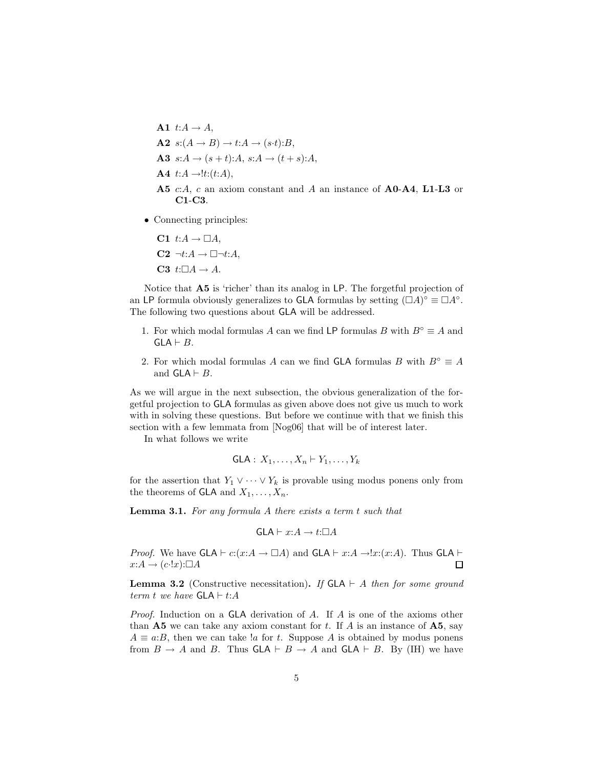**A1** $t{:}A \to A$,

**A2** $s{:}(A \to B) \to t{:}A \to (s{\cdot}t){:}B$,

**A3** $s{:}A \to (s+t){:}A$, $s{:}A \to (t+s){:}A$,

**A4** $t{:}A \to !t{:}(t{:}A)$,

**A5** $c{:}A$, $c$ an axiom constant and $A$ an instance of **A0**-**A4**, **L1**-**L3** or **C1**-**C3**.

- Connecting principles:

**C1** $t{:}A \to \Box A$,

**C2** $\neg t{:}A \to \Box \neg t{:}A$,

**C3** $t{:}\Box A \to A$.

Notice that **A5** is 'richer' than its analog in LP. The forgetful projection of an LP formula obviously generalizes to GLA formulas by setting $(\Box A)^\circ \equiv \Box A^\circ$. The following two questions about GLA will be addressed.

1. For which modal formulas $A$ can we find LP formulas $B$ with $B^\circ \equiv A$ and $\mathsf{GLA} \vdash B$.
2. For which modal formulas $A$ can we find GLA formulas $B$ with $B^\circ \equiv A$ and $\mathsf{GLA} \vdash B$.

As we will argue in the next subsection, the obvious generalization of the forgetful projection to GLA formulas as given above does not give us much to work with in solving these questions. But before we continue with that we finish this section with a few lemmata from [Nog06] that will be of interest later.

In what follows we write

$$\mathsf{GLA}:\ X_1, \ldots, X_n \vdash Y_1, \ldots, Y_k$$

for the assertion that $Y_1 \vee \cdots \vee Y_k$ is provable using modus ponens only from the theorems of GLA and $X_1, \ldots, X_n$.

**Lemma 3.1.** *For any formula $A$ there exists a term $t$ such that*

$$\mathsf{GLA} \vdash x{:}A \to t{:}\Box A$$

*Proof.* We have $\mathsf{GLA} \vdash c{:}(x{:}A \to \Box A)$ and $\mathsf{GLA} \vdash x{:}A \to !x{:}(x{:}A)$. Thus $\mathsf{GLA} \vdash x{:}A \to (c{\cdot}!x){:}\Box A$ □

**Lemma 3.2** (Constructive necessitation)**.** *If $\mathsf{GLA} \vdash A$ then for some ground term $t$ we have $\mathsf{GLA} \vdash t{:}A$*

*Proof.* Induction on a GLA derivation of $A$. If $A$ is one of the axioms other than **A5** we can take any axiom constant for $t$. If $A$ is an instance of **A5**, say $A \equiv a{:}B$, then we can take $!a$ for $t$. Suppose $A$ is obtained by modus ponens from $B \to A$ and $B$. Thus $\mathsf{GLA} \vdash B \to A$ and $\mathsf{GLA} \vdash B$. By (IH) we have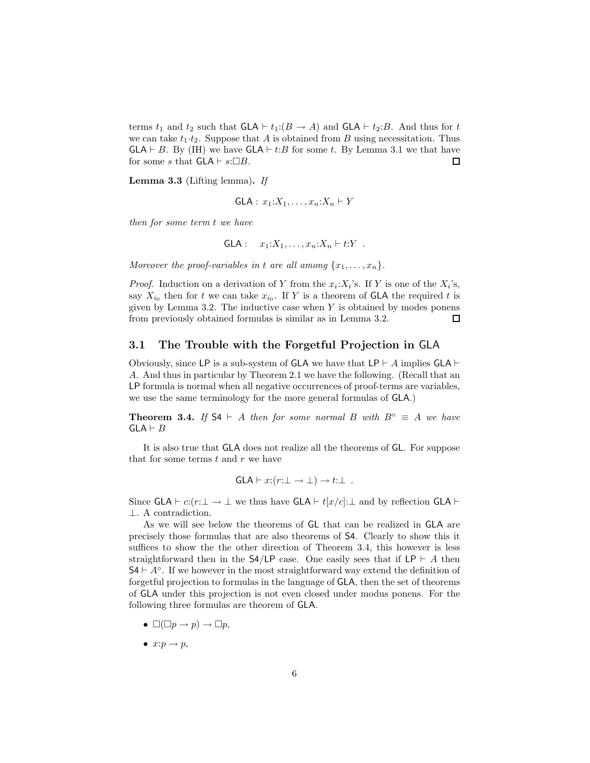terms $t_1$ and $t_2$ such that $\mathsf{GLA} \vdash t_1{:}(B \to A)$ and $\mathsf{GLA} \vdash t_2{:}B$. And thus for $t$ we can take $t_1{\cdot}t_2$. Suppose that $A$ is obtained from $B$ using necessitation. Thus $\mathsf{GLA} \vdash B$. By (IH) we have $\mathsf{GLA} \vdash t{:}B$ for some $t$. By Lemma 3.1 we that have for some $s$ that $\mathsf{GLA} \vdash s{:}\Box B$. ◻

**Lemma 3.3** (Lifting lemma)**.** *If*

$$\mathsf{GLA} : x_1{:}X_1, \ldots, x_n{:}X_n \vdash Y$$

*then for some term $t$ we have*

$$\mathsf{GLA} : \quad x_1{:}X_1, \ldots, x_n{:}X_n \vdash t{:}Y \ .$$

*Moreover the proof-variables in $t$ are all among $\{x_1, \ldots, x_n\}$.*

*Proof.* Induction on a derivation of $Y$ from the $x_i{:}X_i$'s. If $Y$ is one of the $X_i$'s, say $X_{i_0}$ then for $t$ we can take $x_{i_0}$. If $Y$ is a theorem of $\mathsf{GLA}$ the required $t$ is given by Lemma 3.2. The inductive case when $Y$ is obtained by modes ponens from previously obtained formulas is similar as in Lemma 3.2. ◻

## 3.1 The Trouble with the Forgetful Projection in GLA

Obviously, since LP is a sub-system of GLA we have that $\mathsf{LP} \vdash A$ implies $\mathsf{GLA} \vdash A$. And thus in particular by Theorem 2.1 we have the following. (Recall that an LP formula is normal when all negative occurrences of proof-terms are variables, we use the same terminology for the more general formulas of GLA.)

**Theorem 3.4.** *If $\mathsf{S4} \vdash A$ then for some normal $B$ with $B^\circ \equiv A$ we have $\mathsf{GLA} \vdash B$*

It is also true that GLA does not realize all the theorems of GL. For suppose that for some terms $t$ and $r$ we have

$$\mathsf{GLA} \vdash x{:}(r{:}\bot \to \bot) \to t{:}\bot \ .$$

Since $\mathsf{GLA} \vdash c{:}(r{:}\bot \to \bot$ we thus have $\mathsf{GLA} \vdash t[x/c]{:}\bot$ and by reflection $\mathsf{GLA} \vdash \bot$. A contradiction.

As we will see below the theorems of GL that can be realized in GLA are precisely those formulas that are also theorems of S4. Clearly to show this it suffices to show the the other direction of Theorem 3.4, this however is less straightforward then in the S4/LP case. One easily sees that if $\mathsf{LP} \vdash A$ then $\mathsf{S4} \vdash A^\circ$. If we however in the most straightforward way extend the definition of forgetful projection to formulas in the language of GLA, then the set of theorems of GLA under this projection is not even closed under modus ponens. For the following three formulas are theorem of GLA.

- $\Box(\Box p \to p) \to \Box p$,
- $x{:}p \to p$,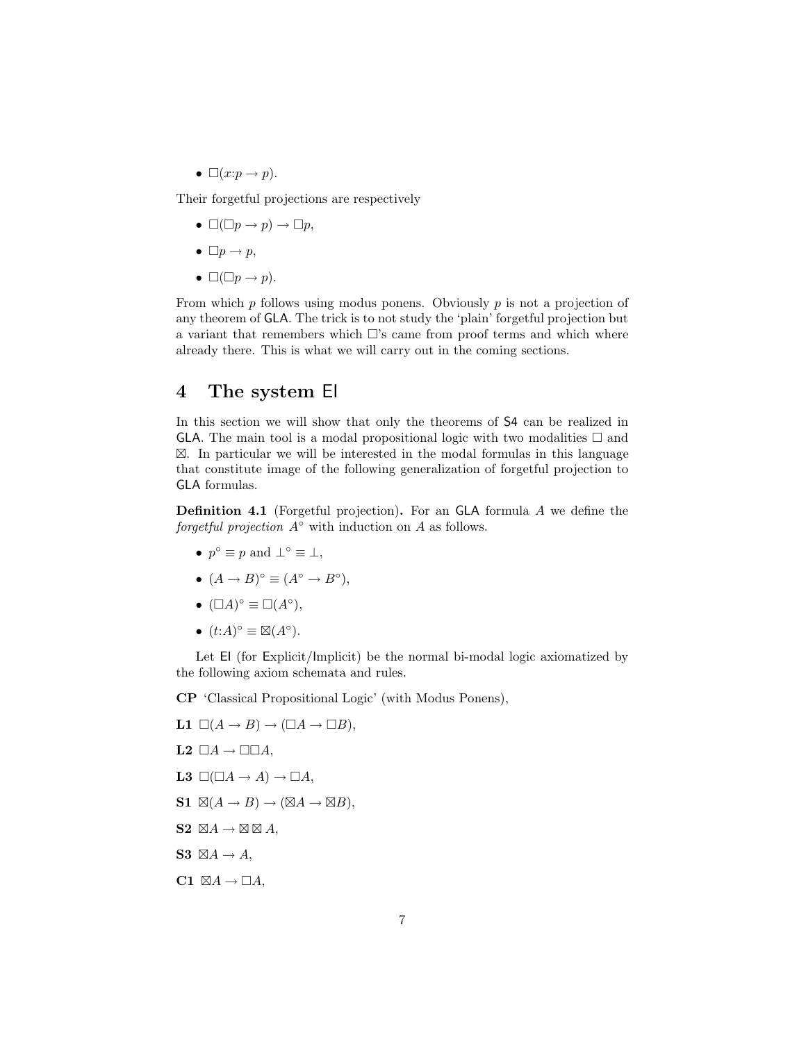- $\Box(x{:}p \to p)$.

Their forgetful projections are respectively

- $\Box(\Box p \to p) \to \Box p$,
- $\Box p \to p$,
- $\Box(\Box p \to p)$.

From which $p$ follows using modus ponens. Obviously $p$ is not a projection of any theorem of GLA. The trick is to not study the 'plain' forgetful projection but a variant that remembers which $\Box$'s came from proof terms and which where already there. This is what we will carry out in the coming sections.

# 4 The system EI

In this section we will show that only the theorems of S4 can be realized in GLA. The main tool is a modal propositional logic with two modalities $\Box$ and $\boxtimes$. In particular we will be interested in the modal formulas in this language that constitute image of the following generalization of forgetful projection to GLA formulas.

**Definition 4.1** (Forgetful projection)**.** For an GLA formula $A$ we define the *forgetful projection* $A^\circ$ with induction on $A$ as follows.

- $p^\circ \equiv p$ and $\bot^\circ \equiv \bot$,
- $(A \to B)^\circ \equiv (A^\circ \to B^\circ)$,
- $(\Box A)^\circ \equiv \Box(A^\circ)$,
- $(t{:}A)^\circ \equiv \boxtimes(A^\circ)$.

Let EI (for Explicit/Implicit) be the normal bi-modal logic axiomatized by the following axiom schemata and rules.

**CP** 'Classical Propositional Logic' (with Modus Ponens),

**L1** $\Box(A \to B) \to (\Box A \to \Box B)$,

**L2** $\Box A \to \Box\Box A$,

**L3** $\Box(\Box A \to A) \to \Box A$,

**S1** $\boxtimes(A \to B) \to (\boxtimes A \to \boxtimes B)$,

**S2** $\boxtimes A \to \boxtimes \boxtimes A$,

**S3** $\boxtimes A \to A$,

**C1** $\boxtimes A \to \Box A$,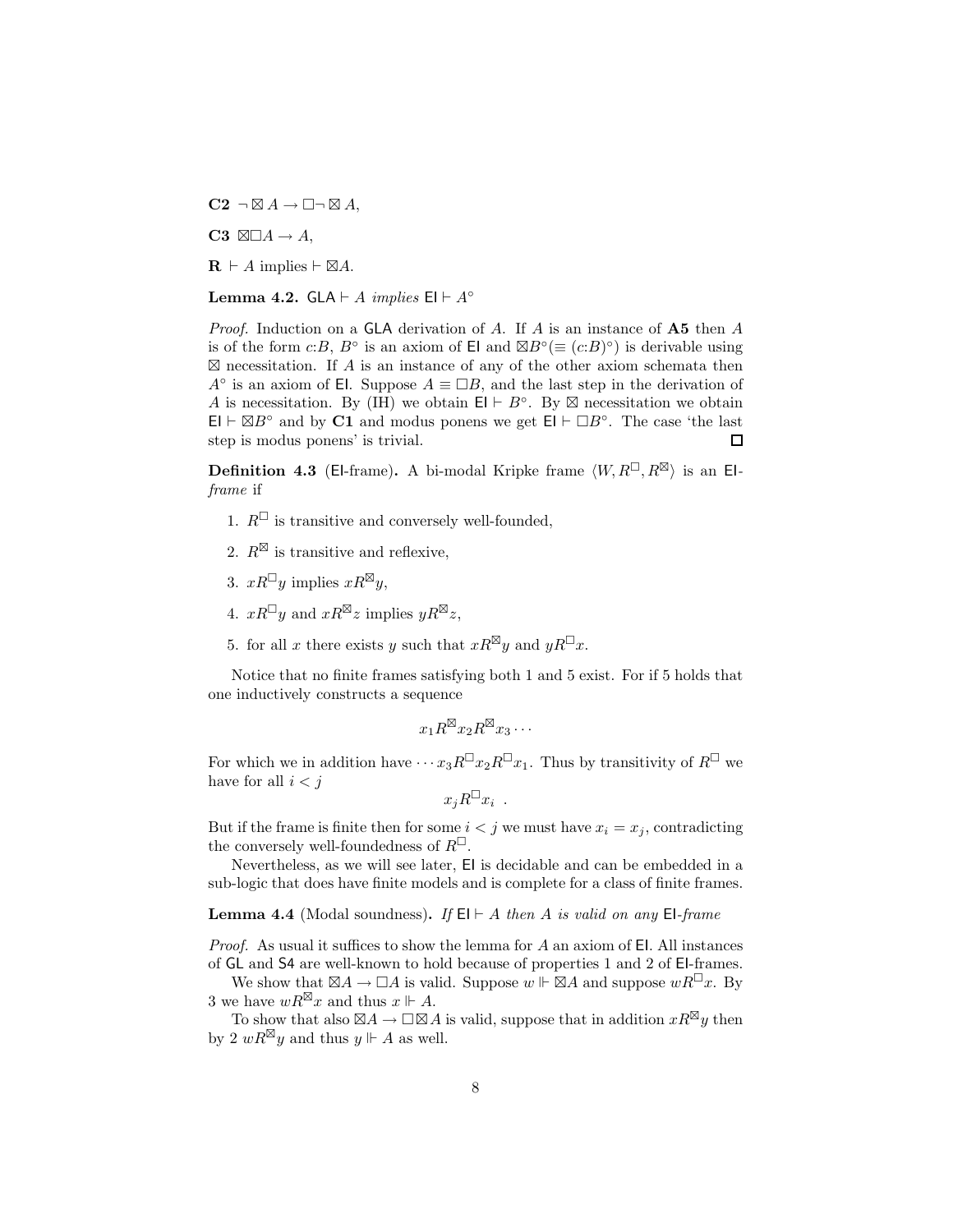**C2** $\neg \boxtimes A \to \Box \neg \boxtimes A$,

**C3** $\boxtimes \Box A \to A$,

**R** $\vdash A$ implies $\vdash \boxtimes A$.

**Lemma 4.2.** GLA $\vdash A$ *implies* EI $\vdash A^\circ$

*Proof.* Induction on a GLA derivation of $A$. If $A$ is an instance of **A5** then $A$ is of the form $c{:}B$, $B^\circ$ is an axiom of EI and $\boxtimes B^\circ (\equiv (c{:}B)^\circ)$ is derivable using $\boxtimes$ necessitation. If $A$ is an instance of any of the other axiom schemata then $A^\circ$ is an axiom of EI. Suppose $A \equiv \Box B$, and the last step in the derivation of $A$ is necessitation. By (IH) we obtain EI $\vdash B^\circ$. By $\boxtimes$ necessitation we obtain EI $\vdash \boxtimes B^\circ$ and by **C1** and modus ponens we get EI $\vdash \Box B^\circ$. The case 'the last step is modus ponens' is trivial. □

**Definition 4.3** (EI-frame)**.** A bi-modal Kripke frame $\langle W, R^{\Box}, R^{\boxtimes} \rangle$ is an EI-*frame* if

1. $R^{\Box}$ is transitive and conversely well-founded,
2. $R^{\boxtimes}$ is transitive and reflexive,
3. $xR^{\Box}y$ implies $xR^{\boxtimes}y$,
4. $xR^{\Box}y$ and $xR^{\boxtimes}z$ implies $yR^{\boxtimes}z$,
5. for all $x$ there exists $y$ such that $xR^{\boxtimes}y$ and $yR^{\Box}x$.

Notice that no finite frames satisfying both 1 and 5 exist. For if 5 holds that one inductively constructs a sequence

$$x_1 R^{\boxtimes} x_2 R^{\boxtimes} x_3 \cdots$$

For which we in addition have $\cdots x_3 R^{\Box} x_2 R^{\Box} x_1$. Thus by transitivity of $R^{\Box}$ we have for all $i < j$

$$x_j R^{\Box} x_i \ .$$

But if the frame is finite then for some $i < j$ we must have $x_i = x_j$, contradicting the conversely well-foundedness of $R^{\Box}$.

Nevertheless, as we will see later, EI is decidable and can be embedded in a sub-logic that does have finite models and is complete for a class of finite frames.

**Lemma 4.4** (Modal soundness)**.** *If* EI $\vdash A$ *then* $A$ *is valid on any* EI*-frame*

*Proof.* As usual it suffices to show the lemma for $A$ an axiom of EI. All instances of GL and S4 are well-known to hold because of properties 1 and 2 of EI-frames.

We show that $\boxtimes A \to \Box A$ is valid. Suppose $w \Vdash \boxtimes A$ and suppose $wR^{\Box}x$. By 3 we have $wR^{\boxtimes}x$ and thus $x \Vdash A$.

To show that also $\boxtimes A \to \Box \boxtimes A$ is valid, suppose that in addition $xR^{\boxtimes}y$ then by 2 $wR^{\boxtimes}y$ and thus $y \Vdash A$ as well.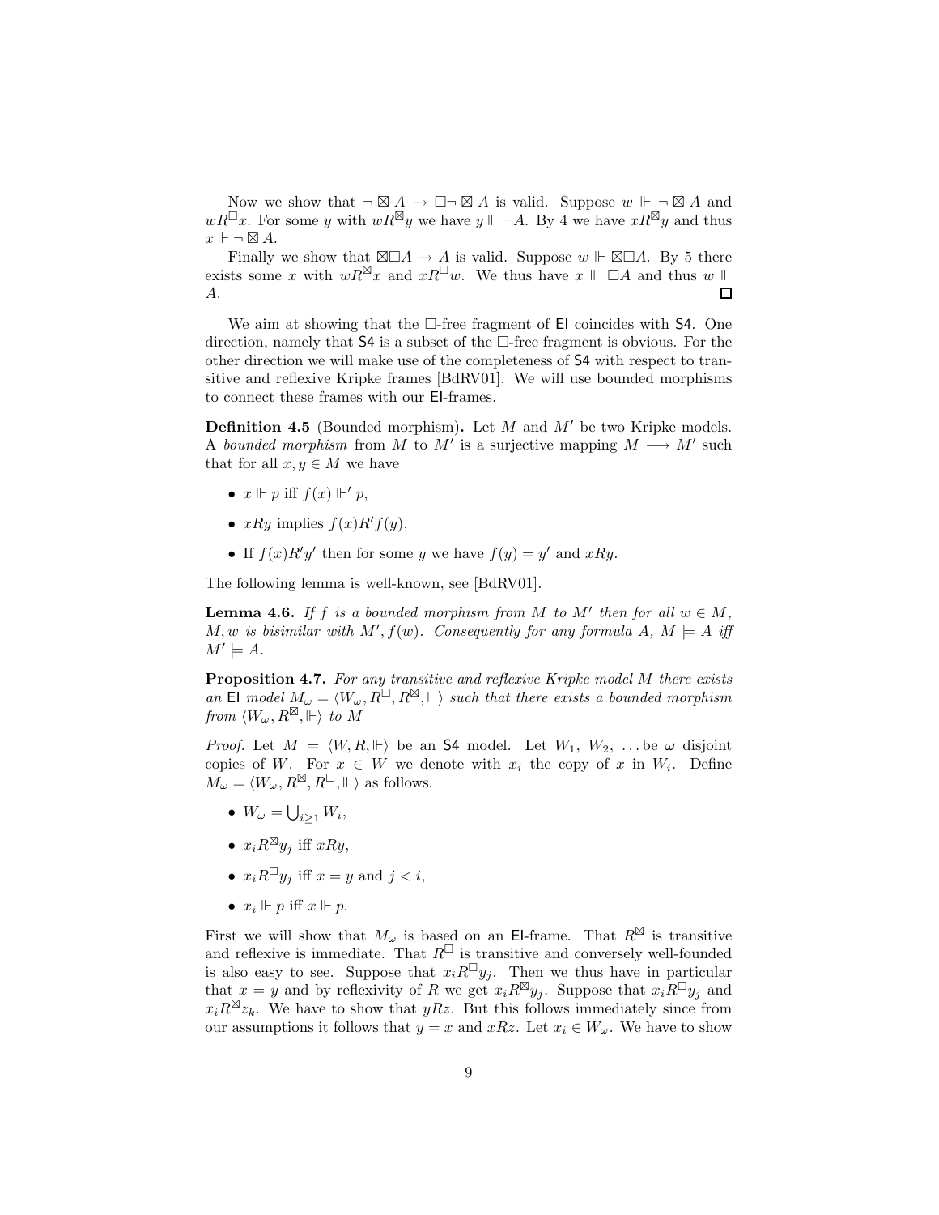Now we show that $\neg \boxtimes A \rightarrow \Box\neg \boxtimes A$ is valid. Suppose $w \Vdash \neg \boxtimes A$ and $wR^{\Box}x$. For some $y$ with $wR^{\boxtimes}y$ we have $y \Vdash \neg A$. By 4 we have $xR^{\boxtimes}y$ and thus $x \Vdash \neg \boxtimes A$.

Finally we show that $\boxtimes\Box A \rightarrow A$ is valid. Suppose $w \Vdash \boxtimes\Box A$. By 5 there exists some $x$ with $wR^{\boxtimes}x$ and $xR^{\Box}w$. We thus have $x \Vdash \Box A$ and thus $w \Vdash A$. $\square$

We aim at showing that the $\Box$-free fragment of EI coincides with S4. One direction, namely that S4 is a subset of the $\Box$-free fragment is obvious. For the other direction we will make use of the completeness of S4 with respect to transitive and reflexive Kripke frames [BdRV01]. We will use bounded morphisms to connect these frames with our EI-frames.

**Definition 4.5** (Bounded morphism)**.** Let $M$ and $M'$ be two Kripke models. A *bounded morphism* from $M$ to $M'$ is a surjective mapping $M \longrightarrow M'$ such that for all $x, y \in M$ we have

- $x \Vdash p$ iff $f(x) \Vdash' p$,
- $xRy$ implies $f(x)R'f(y)$,
- If $f(x)R'y'$ then for some $y$ we have $f(y) = y'$ and $xRy$.

The following lemma is well-known, see [BdRV01].

**Lemma 4.6.** *If $f$ is a bounded morphism from $M$ to $M'$ then for all $w \in M$, $M, w$ is bisimilar with $M', f(w)$. Consequently for any formula $A$, $M \models A$ iff $M' \models A$.*

**Proposition 4.7.** *For any transitive and reflexive Kripke model $M$ there exists an EI model $M_\omega = \langle W_\omega, R^{\Box}, R^{\boxtimes}, \Vdash\rangle$ such that there exists a bounded morphism from $\langle W_\omega, R^{\boxtimes}, \Vdash\rangle$ to $M$*

*Proof.* Let $M = \langle W, R, \Vdash\rangle$ be an S4 model. Let $W_1, W_2, \ldots$ be $\omega$ disjoint copies of $W$. For $x \in W$ we denote with $x_i$ the copy of $x$ in $W_i$. Define $M_\omega = \langle W_\omega, R^{\boxtimes}, R^{\Box}, \Vdash\rangle$ as follows.

- $W_\omega = \bigcup_{i \geq 1} W_i$,
- $x_i R^{\boxtimes} y_j$ iff $xRy$,
- $x_i R^{\Box} y_j$ iff $x = y$ and $j < i$,
- $x_i \Vdash p$ iff $x \Vdash p$.

First we will show that $M_\omega$ is based on an EI-frame. That $R^{\boxtimes}$ is transitive and reflexive is immediate. That $R^{\Box}$ is transitive and conversely well-founded is also easy to see. Suppose that $x_i R^{\Box} y_j$. Then we thus have in particular that $x = y$ and by reflexivity of $R$ we get $x_i R^{\boxtimes} y_j$. Suppose that $x_i R^{\Box} y_j$ and $x_i R^{\boxtimes} z_k$. We have to show that $yRz$. But this follows immediately since from our assumptions it follows that $y = x$ and $xRz$. Let $x_i \in W_\omega$. We have to show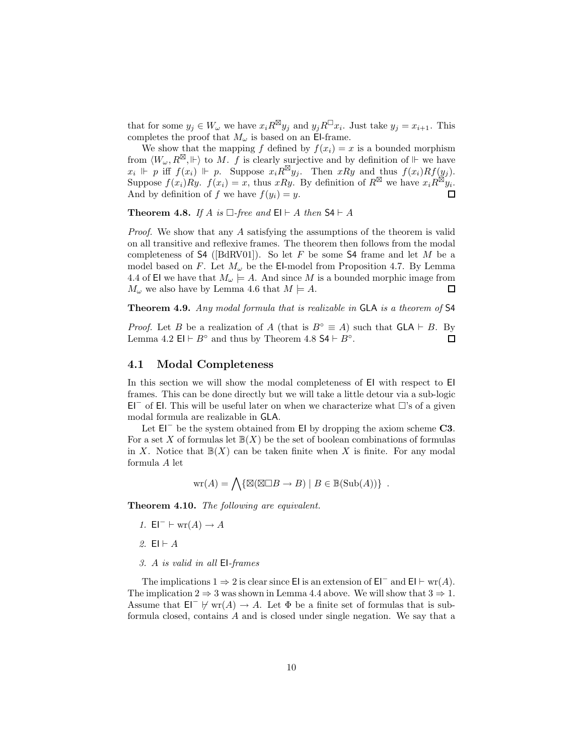that for some $y_j \in W_\omega$ we have $x_i R^{\boxtimes} y_j$ and $y_j R^{\Box} x_i$. Just take $y_j = x_{i+1}$. This completes the proof that $M_\omega$ is based on an EI-frame.

We show that the mapping $f$ defined by $f(x_i) = x$ is a bounded morphism from $\langle W_\omega, R^{\boxtimes}, \Vdash \rangle$ to $M$. $f$ is clearly surjective and by definition of $\Vdash$ we have $x_i \Vdash p$ iff $f(x_i) \Vdash p$. Suppose $x_i R^{\boxtimes} y_j$. Then $xRy$ and thus $f(x_i) R f(y_j)$. Suppose $f(x_i) R y$. $f(x_i) = x$, thus $xRy$. By definition of $R^{\boxtimes}$ we have $x_i R^{\boxtimes} y_i$. And by definition of $f$ we have $f(y_i) = y$. $\Box$

**Theorem 4.8.** *If $A$ is $\Box$-free and $\mathsf{EI} \vdash A$ then $\mathsf{S4} \vdash A$*

*Proof.* We show that any $A$ satisfying the assumptions of the theorem is valid on all transitive and reflexive frames. The theorem then follows from the modal completeness of S4 ([BdRV01]). So let $F$ be some S4 frame and let $M$ be a model based on $F$. Let $M_\omega$ be the EI-model from Proposition 4.7. By Lemma 4.4 of EI we have that $M_\omega \models A$. And since $M$ is a bounded morphic image from $M_\omega$ we also have by Lemma 4.6 that $M \models A$. $\Box$

**Theorem 4.9.** *Any modal formula that is realizable in GLA is a theorem of S4*

*Proof.* Let $B$ be a realization of $A$ (that is $B^\circ \equiv A$) such that $\mathsf{GLA} \vdash B$. By Lemma 4.2 $\mathsf{EI} \vdash B^\circ$ and thus by Theorem 4.8 $\mathsf{S4} \vdash B^\circ$. $\Box$

## 4.1 Modal Completeness

In this section we will show the modal completeness of EI with respect to EI frames. This can be done directly but we will take a little detour via a sub-logic $\mathsf{EI}^-$ of EI. This will be useful later on when we characterize what $\Box$'s of a given modal formula are realizable in GLA.

Let $\mathsf{EI}^-$ be the system obtained from EI by dropping the axiom scheme **C3**. For a set $X$ of formulas let $\mathbb{B}(X)$ be the set of boolean combinations of formulas in $X$. Notice that $\mathbb{B}(X)$ can be taken finite when $X$ is finite. For any modal formula $A$ let

$$\mathrm{wr}(A) = \bigwedge \{ \boxtimes(\boxtimes\Box B \to B) \mid B \in \mathbb{B}(\mathrm{Sub}(A)) \} \ .$$

**Theorem 4.10.** *The following are equivalent.*

1. $\mathsf{EI}^- \vdash \mathrm{wr}(A) \to A$
2. $\mathsf{EI} \vdash A$
3. *$A$ is valid in all EI-frames*

The implications $1 \Rightarrow 2$ is clear since EI is an extension of $\mathsf{EI}^-$ and $\mathsf{EI} \vdash \mathrm{wr}(A)$. The implication $2 \Rightarrow 3$ was shown in Lemma 4.4 above. We will show that $3 \Rightarrow 1$. Assume that $\mathsf{EI}^- \nvdash \mathrm{wr}(A) \to A$. Let $\Phi$ be a finite set of formulas that is subformula closed, contains $A$ and is closed under single negation. We say that a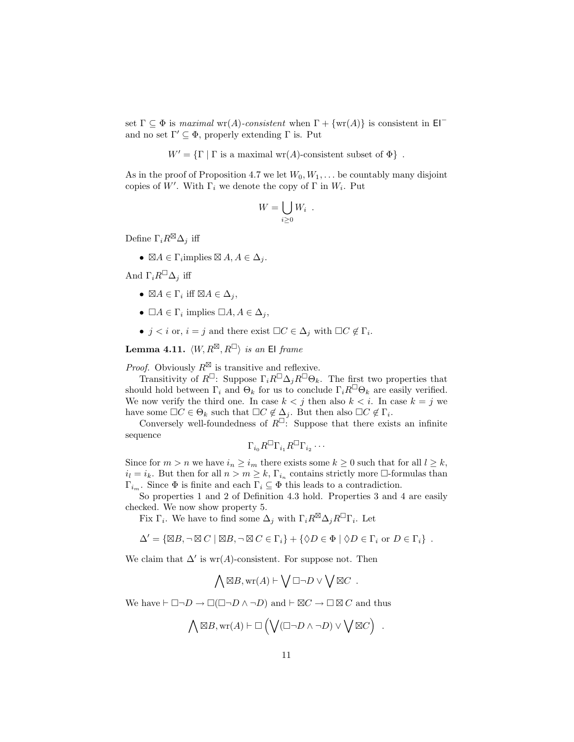set $\Gamma \subseteq \Phi$ is *maximal* $\mathrm{wr}(A)$*-consistent* when $\Gamma + \{\mathrm{wr}(A)\}$ is consistent in $\mathsf{EI}^-$ and no set $\Gamma' \subseteq \Phi$, properly extending $\Gamma$ is. Put

$$W' = \{\Gamma \mid \Gamma \text{ is a maximal wr}(A)\text{-consistent subset of } \Phi\} \ .$$

As in the proof of Proposition 4.7 we let $W_0, W_1, \ldots$ be countably many disjoint copies of $W'$. With $\Gamma_i$ we denote the copy of $\Gamma$ in $W_i$. Put

$$W = \bigcup_{i \geq 0} W_i \ .$$

Define $\Gamma_i R^{\boxtimes} \Delta_j$ iff

- $\boxtimes A \in \Gamma_i$implies $\boxtimes A, A \in \Delta_j$.

And $\Gamma_i R^{\Box} \Delta_j$ iff

- $\boxtimes A \in \Gamma_i$ iff $\boxtimes A \in \Delta_j$,
- $\Box A \in \Gamma_i$ implies $\Box A, A \in \Delta_j$,
- $j < i$ or, $i = j$ and there exist $\Box C \in \Delta_j$ with $\Box C \notin \Gamma_i$.

**Lemma 4.11.** *$\langle W, R^{\boxtimes}, R^{\Box} \rangle$ is an* $\mathsf{EI}$ *frame*

*Proof.* Obviously $R^{\boxtimes}$ is transitive and reflexive.

Transitivity of $R^{\Box}$: Suppose $\Gamma_i R^{\Box} \Delta_j R^{\Box} \Theta_k$. The first two properties that should hold between $\Gamma_i$ and $\Theta_k$ for us to conclude $\Gamma_i R^{\Box} \Theta_k$ are easily verified. We now verify the third one. In case $k < j$ then also $k < i$. In case $k = j$ we have some $\Box C \in \Theta_k$ such that $\Box C \notin \Delta_j$. But then also $\Box C \notin \Gamma_i$.

Conversely well-foundedness of $R^{\Box}$: Suppose that there exists an infinite sequence

$$\Gamma_{i_0} R^{\Box} \Gamma_{i_1} R^{\Box} \Gamma_{i_2} \cdots$$

Since for $m > n$ we have $i_n \geq i_m$ there exists some $k \geq 0$ such that for all $l \geq k$, $i_l = i_k$. But then for all $n > m \geq k$, $\Gamma_{i_n}$ contains strictly more $\Box$-formulas than $\Gamma_{i_m}$. Since $\Phi$ is finite and each $\Gamma_i \subseteq \Phi$ this leads to a contradiction.

So properties 1 and 2 of Definition 4.3 hold. Properties 3 and 4 are easily checked. We now show property 5.

Fix $\Gamma_i$. We have to find some $\Delta_j$ with $\Gamma_i R^{\boxtimes} \Delta_j R^{\Box} \Gamma_i$. Let

$$\Delta' = \{\boxtimes B, \neg \boxtimes C \mid \boxtimes B, \neg \boxtimes C \in \Gamma_i\} + \{\Diamond D \in \Phi \mid \Diamond D \in \Gamma_i \text{ or } D \in \Gamma_i\} \ .$$

We claim that $\Delta'$ is $\mathrm{wr}(A)$-consistent. For suppose not. Then

$$\bigwedge \boxtimes B, \mathrm{wr}(A) \vdash \bigvee \Box \neg D \vee \bigvee \boxtimes C \ .$$

We have $\vdash \Box \neg D \to \Box(\Box \neg D \wedge \neg D)$ and $\vdash \boxtimes C \to \Box \boxtimes C$ and thus

$$\bigwedge \boxtimes B, \mathrm{wr}(A) \vdash \Box \left( \bigvee (\Box \neg D \wedge \neg D) \vee \bigvee \boxtimes C \right) \ .$$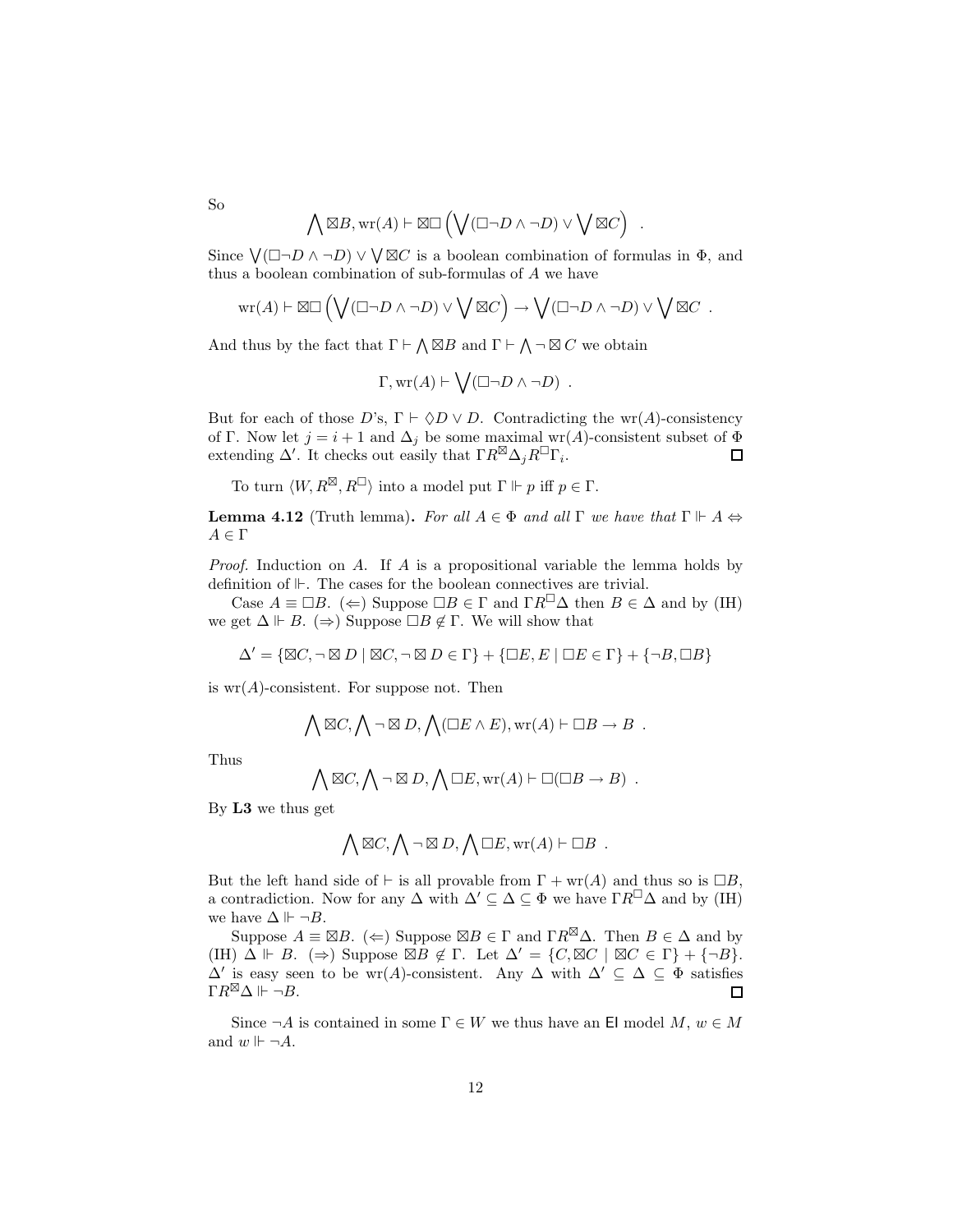So

$$\bigwedge \boxtimes B, \mathrm{wr}(A) \vdash \boxtimes\Box \left(\bigvee(\Box\neg D \wedge \neg D) \vee \bigvee \boxtimes C\right) \ .$$

Since $\bigvee(\Box\neg D \wedge \neg D) \vee \bigvee \boxtimes C$ is a boolean combination of formulas in $\Phi$, and thus a boolean combination of sub-formulas of $A$ we have

$$\mathrm{wr}(A) \vdash \boxtimes\Box \left(\bigvee(\Box\neg D \wedge \neg D) \vee \bigvee \boxtimes C\right) \to \bigvee(\Box\neg D \wedge \neg D) \vee \bigvee \boxtimes C \ .$$

And thus by the fact that $\Gamma \vdash \bigwedge \boxtimes B$ and $\Gamma \vdash \bigwedge \neg \boxtimes C$ we obtain

$$\Gamma, \mathrm{wr}(A) \vdash \bigvee(\Box\neg D \wedge \neg D) \ .$$

But for each of those $D$'s, $\Gamma \vdash \Diamond D \vee D$. Contradicting the $\mathrm{wr}(A)$-consistency of $\Gamma$. Now let $j = i+1$ and $\Delta_j$ be some maximal $\mathrm{wr}(A)$-consistent subset of $\Phi$ extending $\Delta'$. It checks out easily that $\Gamma R^{\boxtimes} \Delta_j R^{\Box} \Gamma_i$. ◻

To turn $\langle W, R^{\boxtimes}, R^{\Box}\rangle$ into a model put $\Gamma \Vdash p$ iff $p \in \Gamma$.

**Lemma 4.12** (Truth lemma)**.** *For all $A \in \Phi$ and all $\Gamma$ we have that $\Gamma \Vdash A \Leftrightarrow A \in \Gamma$*

*Proof.* Induction on $A$. If $A$ is a propositional variable the lemma holds by definition of $\Vdash$. The cases for the boolean connectives are trivial.

Case $A \equiv \Box B$. ($\Leftarrow$) Suppose $\Box B \in \Gamma$ and $\Gamma R^{\Box} \Delta$ then $B \in \Delta$ and by (IH) we get $\Delta \Vdash B$. ($\Rightarrow$) Suppose $\Box B \notin \Gamma$. We will show that

$$\Delta' = \{\boxtimes C, \neg \boxtimes D \mid \boxtimes C, \neg \boxtimes D \in \Gamma\} + \{\Box E, E \mid \Box E \in \Gamma\} + \{\neg B, \Box B\}$$

is $\mathrm{wr}(A)$-consistent. For suppose not. Then

$$\bigwedge \boxtimes C, \bigwedge \neg \boxtimes D, \bigwedge(\Box E \wedge E), \mathrm{wr}(A) \vdash \Box B \to B \ .$$

Thus

$$\bigwedge \boxtimes C, \bigwedge \neg \boxtimes D, \bigwedge \Box E, \mathrm{wr}(A) \vdash \Box(\Box B \to B) \ .$$

By **L3** we thus get

$$\bigwedge \boxtimes C, \bigwedge \neg \boxtimes D, \bigwedge \Box E, \mathrm{wr}(A) \vdash \Box B \ .$$

But the left hand side of $\vdash$ is all provable from $\Gamma + \mathrm{wr}(A)$ and thus so is $\Box B$, a contradiction. Now for any $\Delta$ with $\Delta' \subseteq \Delta \subseteq \Phi$ we have $\Gamma R^{\Box} \Delta$ and by (IH) we have $\Delta \Vdash \neg B$.

Suppose $A \equiv \boxtimes B$. ($\Leftarrow$) Suppose $\boxtimes B \in \Gamma$ and $\Gamma R^{\boxtimes} \Delta$. Then $B \in \Delta$ and by (IH) $\Delta \Vdash B$. ($\Rightarrow$) Suppose $\boxtimes B \notin \Gamma$. Let $\Delta' = \{C, \boxtimes C \mid \boxtimes C \in \Gamma\} + \{\neg B\}$. $\Delta'$ is easy seen to be $\mathrm{wr}(A)$-consistent. Any $\Delta$ with $\Delta' \subseteq \Delta \subseteq \Phi$ satisfies $\Gamma R^{\boxtimes} \Delta \Vdash \neg B$. ◻

Since $\neg A$ is contained in some $\Gamma \in W$ we thus have an $\mathsf{EI}$ model $M$, $w \in M$ and $w \Vdash \neg A$.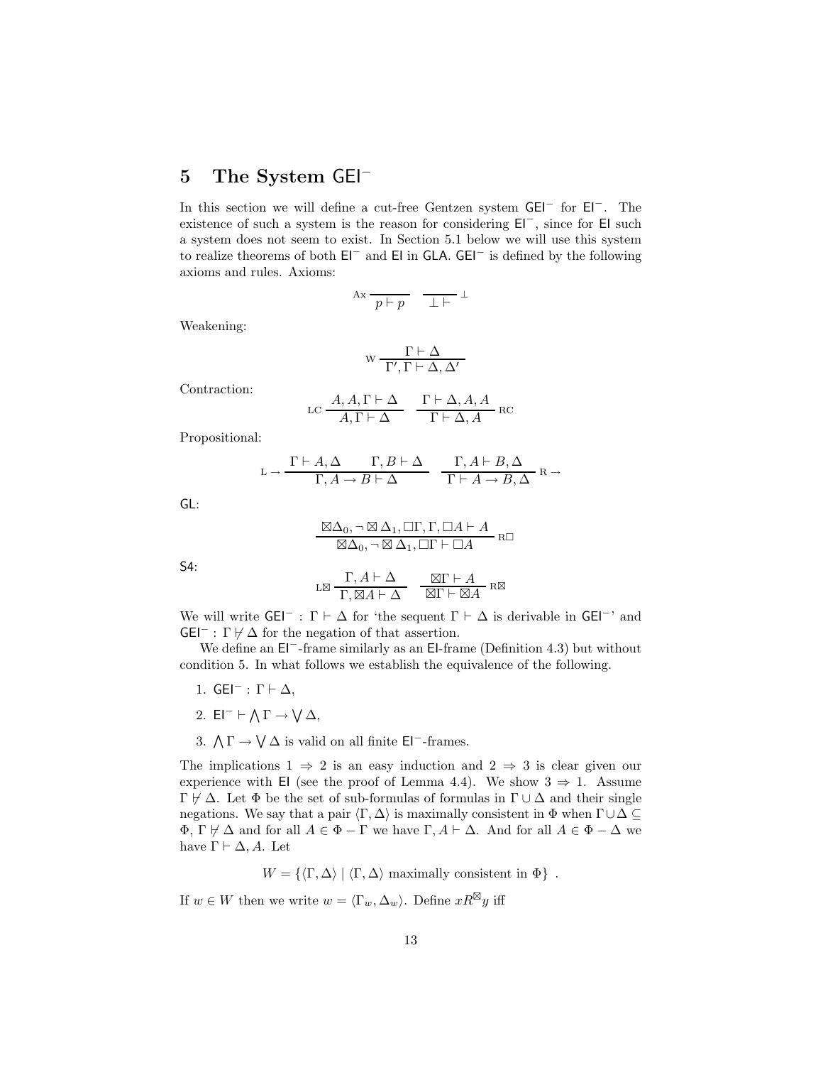## 5 The System $\mathsf{GEI}^-$

In this section we will define a cut-free Gentzen system $\mathsf{GEI}^-$ for $\mathsf{EI}^-$. The existence of such a system is the reason for considering $\mathsf{EI}^-$, since for $\mathsf{EI}$ such a system does not seem to exist. In Section 5.1 below we will use this system to realize theorems of both $\mathsf{EI}^-$ and $\mathsf{EI}$ in $\mathsf{GLA}$. $\mathsf{GEI}^-$ is defined by the following axioms and rules. Axioms:

$$\text{Ax}\ \frac{}{p \vdash p} \qquad \frac{}{\bot \vdash}\ \bot$$

Weakening:

$$\text{W}\ \frac{\Gamma \vdash \Delta}{\Gamma', \Gamma \vdash \Delta, \Delta'}$$

Contraction:

$$\text{LC}\ \frac{A, A, \Gamma \vdash \Delta}{A, \Gamma \vdash \Delta} \qquad \frac{\Gamma \vdash \Delta, A, A}{\Gamma \vdash \Delta, A}\ \text{RC}$$

Propositional:

$$\text{L}\rightarrow\ \frac{\Gamma \vdash A, \Delta \qquad \Gamma, B \vdash \Delta}{\Gamma, A \rightarrow B \vdash \Delta} \qquad \frac{\Gamma, A \vdash B, \Delta}{\Gamma \vdash A \rightarrow B, \Delta}\ \text{R}\rightarrow$$

$\mathsf{GL}$:

$$\frac{\boxtimes\Delta_0, \neg\boxtimes\Delta_1, \Box\Gamma, \Gamma, \Box A \vdash A}{\boxtimes\Delta_0, \neg\boxtimes\Delta_1, \Box\Gamma \vdash \Box A}\ \text{R}\Box$$

$\mathsf{S4}$:

$$\text{L}\boxtimes\ \frac{\Gamma, A \vdash \Delta}{\Gamma, \boxtimes A \vdash \Delta} \qquad \frac{\boxtimes\Gamma \vdash A}{\boxtimes\Gamma \vdash \boxtimes A}\ \text{R}\boxtimes$$

We will write $\mathsf{GEI}^- : \Gamma \vdash \Delta$ for 'the sequent $\Gamma \vdash \Delta$ is derivable in $\mathsf{GEI}^-$' and $\mathsf{GEI}^- : \Gamma \not\vdash \Delta$ for the negation of that assertion.

We define an $\mathsf{EI}^-$-frame similarly as an $\mathsf{EI}$-frame (Definition 4.3) but without condition 5. In what follows we establish the equivalence of the following.

1. $\mathsf{GEI}^- : \Gamma \vdash \Delta$,
2. $\mathsf{EI}^- \vdash \bigwedge \Gamma \rightarrow \bigvee \Delta$,
3. $\bigwedge \Gamma \rightarrow \bigvee \Delta$ is valid on all finite $\mathsf{EI}^-$-frames.

The implications $1 \Rightarrow 2$ is an easy induction and $2 \Rightarrow 3$ is clear given our experience with $\mathsf{EI}$ (see the proof of Lemma 4.4). We show $3 \Rightarrow 1$. Assume $\Gamma \not\vdash \Delta$. Let $\Phi$ be the set of sub-formulas of formulas in $\Gamma \cup \Delta$ and their single negations. We say that a pair $\langle \Gamma, \Delta \rangle$ is maximally consistent in $\Phi$ when $\Gamma \cup \Delta \subseteq \Phi$, $\Gamma \not\vdash \Delta$ and for all $A \in \Phi - \Gamma$ we have $\Gamma, A \vdash \Delta$. And for all $A \in \Phi - \Delta$ we have $\Gamma \vdash \Delta, A$. Let

$$W = \{\langle \Gamma, \Delta \rangle \mid \langle \Gamma, \Delta \rangle \text{ maximally consistent in } \Phi\} \ .$$

If $w \in W$ then we write $w = \langle \Gamma_w, \Delta_w \rangle$. Define $xR^{\boxtimes}y$ iff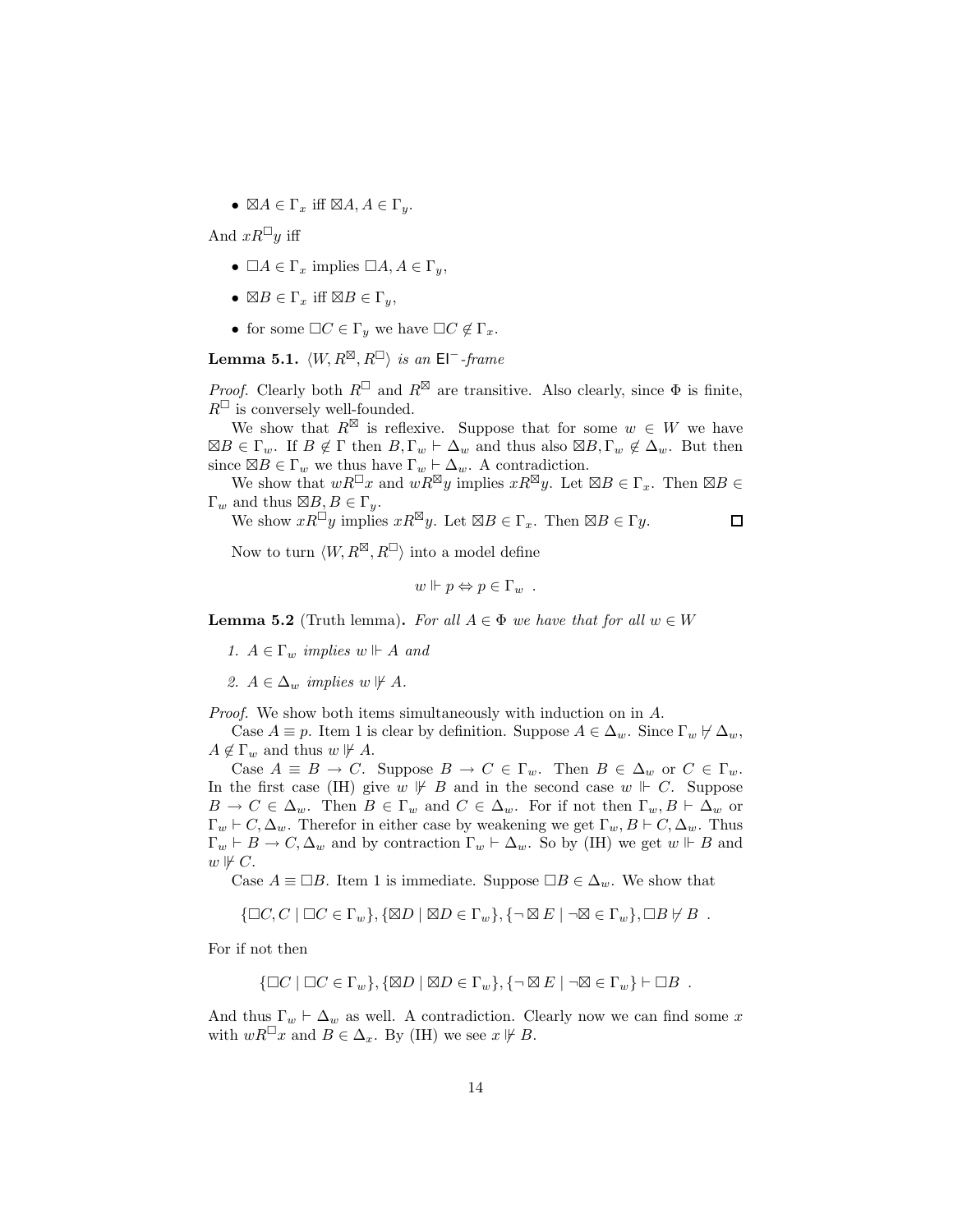- $\boxtimes A \in \Gamma_x$ iff $\boxtimes A, A \in \Gamma_y$.

And $xR^{\Box}y$ iff

- $\Box A \in \Gamma_x$ implies $\Box A, A \in \Gamma_y$,
- $\boxtimes B \in \Gamma_x$ iff $\boxtimes B \in \Gamma_y$,
- for some $\Box C \in \Gamma_y$ we have $\Box C \notin \Gamma_x$.

**Lemma 5.1.** *$\langle W, R^{\boxtimes}, R^{\Box} \rangle$ is an $\mathsf{EI}^-$-frame*

*Proof.* Clearly both $R^{\Box}$ and $R^{\boxtimes}$ are transitive. Also clearly, since $\Phi$ is finite, $R^{\Box}$ is conversely well-founded.

We show that $R^{\boxtimes}$ is reflexive. Suppose that for some $w \in W$ we have $\boxtimes B \in \Gamma_w$. If $B \notin \Gamma$ then $B, \Gamma_w \vdash \Delta_w$ and thus also $\boxtimes B, \Gamma_w \not\in \Delta_w$. But then since $\boxtimes B \in \Gamma_w$ we thus have $\Gamma_w \vdash \Delta_w$. A contradiction.

We show that $wR^{\Box}x$ and $wR^{\boxtimes}y$ implies $xR^{\boxtimes}y$. Let $\boxtimes B \in \Gamma_x$. Then $\boxtimes B \in \Gamma_w$ and thus $\boxtimes B, B \in \Gamma_y$.

We show $xR^{\Box}y$ implies $xR^{\boxtimes}y$. Let $\boxtimes B \in \Gamma_x$. Then $\boxtimes B \in \Gamma y$. $\square$

Now to turn $\langle W, R^{\boxtimes}, R^{\Box} \rangle$ into a model define

$$w \Vdash p \Leftrightarrow p \in \Gamma_w \ .$$

**Lemma 5.2** (Truth lemma)**.** *For all $A \in \Phi$ we have that for all $w \in W$*

1. *$A \in \Gamma_w$ implies $w \Vdash A$ and*
2. *$A \in \Delta_w$ implies $w \nVdash A$.*

*Proof.* We show both items simultaneously with induction on in $A$.

Case $A \equiv p$. Item 1 is clear by definition. Suppose $A \in \Delta_w$. Since $\Gamma_w \nvdash \Delta_w$, $A \notin \Gamma_w$ and thus $w \nVdash A$.

Case $A \equiv B \to C$. Suppose $B \to C \in \Gamma_w$. Then $B \in \Delta_w$ or $C \in \Gamma_w$. In the first case (IH) give $w \nVdash B$ and in the second case $w \Vdash C$. Suppose $B \to C \in \Delta_w$. Then $B \in \Gamma_w$ and $C \in \Delta_w$. For if not then $\Gamma_w, B \vdash \Delta_w$ or $\Gamma_w \vdash C, \Delta_w$. Therefor in either case by weakening we get $\Gamma_w, B \vdash C, \Delta_w$. Thus $\Gamma_w \vdash B \to C, \Delta_w$ and by contraction $\Gamma_w \vdash \Delta_w$. So by (IH) we get $w \Vdash B$ and $w \nVdash C$.

Case $A \equiv \Box B$. Item 1 is immediate. Suppose $\Box B \in \Delta_w$. We show that

$$\{\Box C, C \mid \Box C \in \Gamma_w\}, \{\boxtimes D \mid \boxtimes D \in \Gamma_w\}, \{\neg \boxtimes E \mid \neg \boxtimes \in \Gamma_w\}, \Box B \nvdash B \ .$$

For if not then

$$\{\Box C \mid \Box C \in \Gamma_w\}, \{\boxtimes D \mid \boxtimes D \in \Gamma_w\}, \{\neg \boxtimes E \mid \neg \boxtimes \in \Gamma_w\} \vdash \Box B \ .$$

And thus $\Gamma_w \vdash \Delta_w$ as well. A contradiction. Clearly now we can find some $x$ with $wR^{\Box}x$ and $B \in \Delta_x$. By (IH) we see $x \nVdash B$.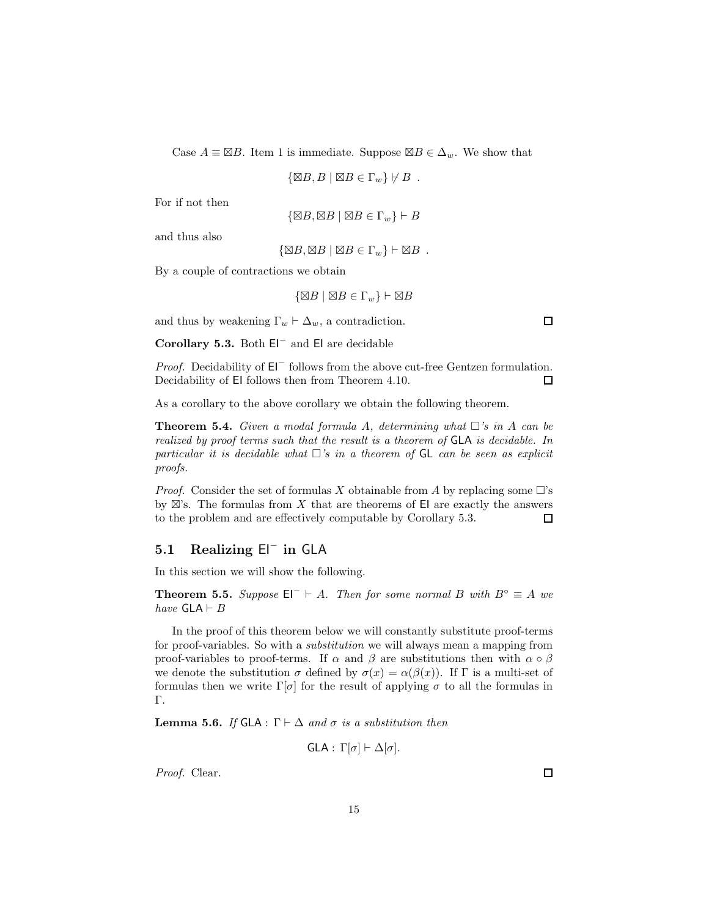Case $A \equiv \boxtimes B$. Item 1 is immediate. Suppose $\boxtimes B \in \Delta_w$. We show that

$$\{\boxtimes B, B \mid \boxtimes B \in \Gamma_w\} \not\vdash B \ .$$

For if not then

$$\{\boxtimes B, \boxtimes B \mid \boxtimes B \in \Gamma_w\} \vdash B$$

and thus also

$$\{\boxtimes B, \boxtimes B \mid \boxtimes B \in \Gamma_w\} \vdash \boxtimes B \ .$$

By a couple of contractions we obtain

$$\{\boxtimes B \mid \boxtimes B \in \Gamma_w\} \vdash \boxtimes B$$

and thus by weakening $\Gamma_w \vdash \Delta_w$, a contradiction. □

**Corollary 5.3.** Both $\mathsf{EI}^-$ and $\mathsf{EI}$ are decidable

*Proof.* Decidability of $\mathsf{EI}^-$ follows from the above cut-free Gentzen formulation. Decidability of $\mathsf{EI}$ follows then from Theorem 4.10. □

As a corollary to the above corollary we obtain the following theorem.

**Theorem 5.4.** *Given a modal formula $A$, determining what $\Box$'s in $A$ can be realized by proof terms such that the result is a theorem of $\mathsf{GLA}$ is decidable. In particular it is decidable what $\Box$'s in a theorem of $\mathsf{GL}$ can be seen as explicit proofs.*

*Proof.* Consider the set of formulas $X$ obtainable from $A$ by replacing some $\Box$'s by $\boxtimes$'s. The formulas from $X$ that are theorems of $\mathsf{EI}$ are exactly the answers to the problem and are effectively computable by Corollary 5.3. □

## 5.1 Realizing $\mathsf{EI}^-$ in $\mathsf{GLA}$

In this section we will show the following.

**Theorem 5.5.** *Suppose $\mathsf{EI}^- \vdash A$. Then for some normal $B$ with $B^\circ \equiv A$ we have $\mathsf{GLA} \vdash B$*

In the proof of this theorem below we will constantly substitute proof-terms for proof-variables. So with a *substitution* we will always mean a mapping from proof-variables to proof-terms. If $\alpha$ and $\beta$ are substitutions then with $\alpha \circ \beta$ we denote the substitution $\sigma$ defined by $\sigma(x) = \alpha(\beta(x))$. If $\Gamma$ is a multi-set of formulas then we write $\Gamma[\sigma]$ for the result of applying $\sigma$ to all the formulas in $\Gamma$.

**Lemma 5.6.** *If $\mathsf{GLA} : \Gamma \vdash \Delta$ and $\sigma$ is a substitution then*

$$\mathsf{GLA} : \Gamma[\sigma] \vdash \Delta[\sigma].$$

*Proof.* Clear. □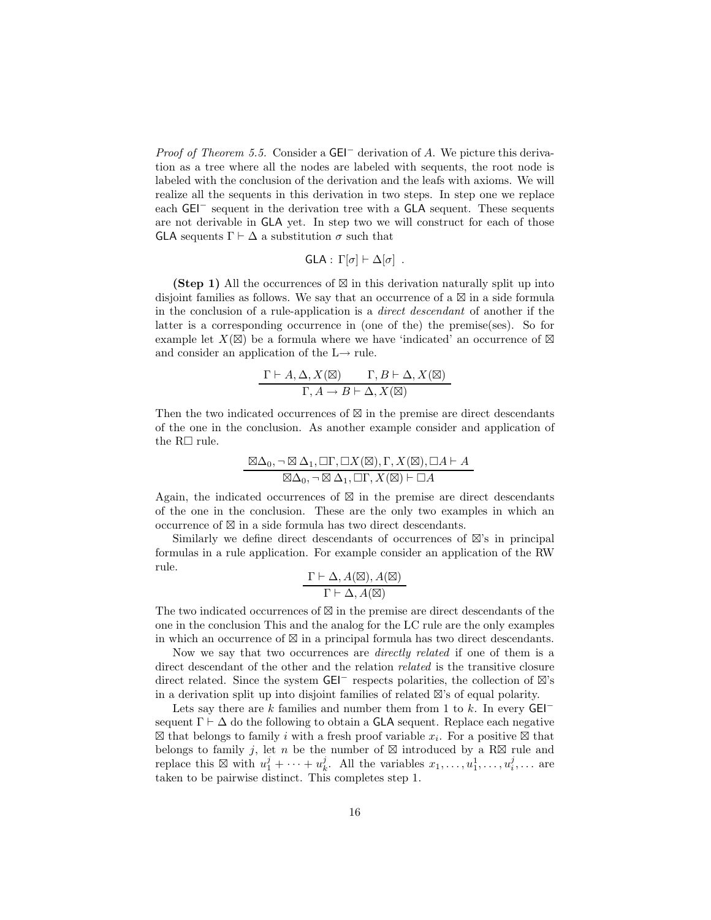*Proof of Theorem 5.5.* Consider a $\mathsf{GEI}^-$ derivation of $A$. We picture this derivation as a tree where all the nodes are labeled with sequents, the root node is labeled with the conclusion of the derivation and the leafs with axioms. We will realize all the sequents in this derivation in two steps. In step one we replace each $\mathsf{GEI}^-$ sequent in the derivation tree with a $\mathsf{GLA}$ sequent. These sequents are not derivable in $\mathsf{GLA}$ yet. In step two we will construct for each of those $\mathsf{GLA}$ sequents $\Gamma \vdash \Delta$ a substitution $\sigma$ such that

$$\mathsf{GLA} : \Gamma[\sigma] \vdash \Delta[\sigma] \ .$$

**(Step 1)** All the occurrences of $\boxtimes$ in this derivation naturally split up into disjoint families as follows. We say that an occurrence of a $\boxtimes$ in a side formula in the conclusion of a rule-application is a *direct descendant* of another if the latter is a corresponding occurrence in (one of the) the premise(ses). So for example let $X(\boxtimes)$ be a formula where we have 'indicated' an occurrence of $\boxtimes$ and consider an application of the L$\rightarrow$ rule.

$$\frac{\Gamma \vdash A, \Delta, X(\boxtimes) \qquad \Gamma, B \vdash \Delta, X(\boxtimes)}{\Gamma, A \rightarrow B \vdash \Delta, X(\boxtimes)}$$

Then the two indicated occurrences of $\boxtimes$ in the premise are direct descendants of the one in the conclusion. As another example consider and application of the R$\Box$ rule.

$$\frac{\boxtimes\Delta_0, \neg \boxtimes \Delta_1, \Box\Gamma, \Box X(\boxtimes), \Gamma, X(\boxtimes), \Box A \vdash A}{\boxtimes\Delta_0, \neg \boxtimes \Delta_1, \Box\Gamma, X(\boxtimes) \vdash \Box A}$$

Again, the indicated occurrences of $\boxtimes$ in the premise are direct descendants of the one in the conclusion. These are the only two examples in which an occurrence of $\boxtimes$ in a side formula has two direct descendants.

Similarly we define direct descendants of occurrences of $\boxtimes$'s in principal formulas in a rule application. For example consider an application of the RW rule.

$$\frac{\Gamma \vdash \Delta, A(\boxtimes), A(\boxtimes)}{\Gamma \vdash \Delta, A(\boxtimes)}$$

The two indicated occurrences of $\boxtimes$ in the premise are direct descendants of the one in the conclusion This and the analog for the LC rule are the only examples in which an occurrence of $\boxtimes$ in a principal formula has two direct descendants.

Now we say that two occurrences are *directly related* if one of them is a direct descendant of the other and the relation *related* is the transitive closure direct related. Since the system $\mathsf{GEI}^-$ respects polarities, the collection of $\boxtimes$'s in a derivation split up into disjoint families of related $\boxtimes$'s of equal polarity.

Lets say there are $k$ families and number them from 1 to $k$. In every $\mathsf{GEI}^-$ sequent $\Gamma \vdash \Delta$ do the following to obtain a $\mathsf{GLA}$ sequent. Replace each negative $\boxtimes$ that belongs to family $i$ with a fresh proof variable $x_i$. For a positive $\boxtimes$ that belongs to family $j$, let $n$ be the number of $\boxtimes$ introduced by a R$\boxtimes$ rule and replace this $\boxtimes$ with $u_1^j + \cdots + u_k^j$. All the variables $x_1, \ldots, u_1^1, \ldots, u_1^j, \ldots, u_i^j, \ldots$ are taken to be pairwise distinct. This completes step 1.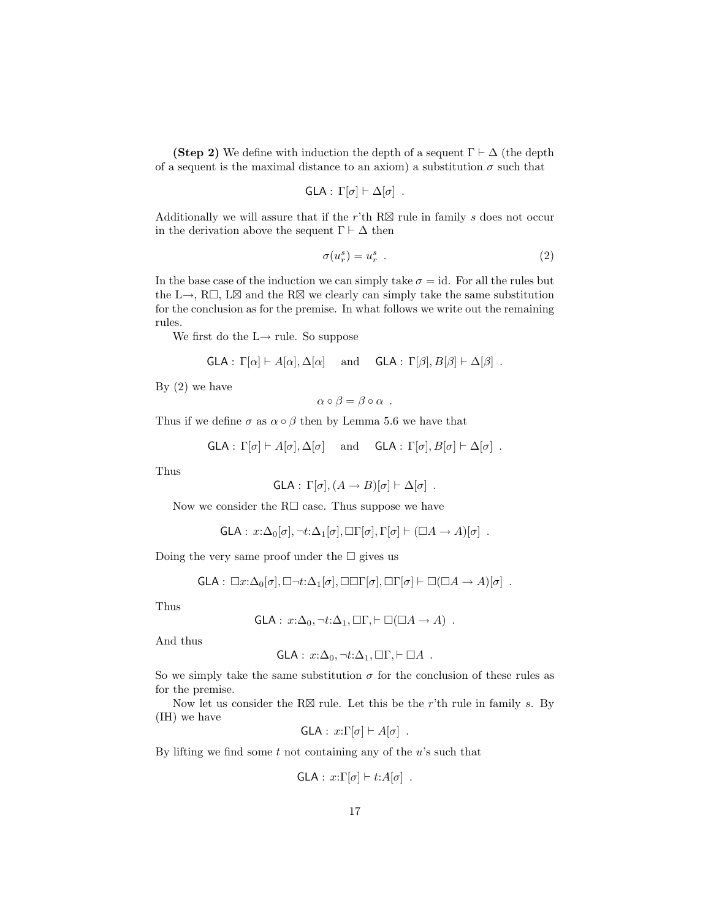**(Step 2)** We define with induction the depth of a sequent $\Gamma \vdash \Delta$ (the depth of a sequent is the maximal distance to an axiom) a substitution $\sigma$ such that

$$\mathsf{GLA} : \Gamma[\sigma] \vdash \Delta[\sigma] \ .$$

Additionally we will assure that if the $r$'th R$\boxtimes$ rule in family $s$ does not occur in the derivation above the sequent $\Gamma \vdash \Delta$ then

$$\sigma(u^s_r) = u^s_r \ . \tag{2}$$

In the base case of the induction we can simply take $\sigma = \text{id}$. For all the rules but the L$\rightarrow$, R$\Box$, L$\boxtimes$ and the R$\boxtimes$ we clearly can simply take the same substitution for the conclusion as for the premise. In what follows we write out the remaining rules.

We first do the L$\rightarrow$ rule. So suppose

$$\mathsf{GLA} : \Gamma[\alpha] \vdash A[\alpha], \Delta[\alpha] \quad \text{and} \quad \mathsf{GLA} : \Gamma[\beta], B[\beta] \vdash \Delta[\beta] \ .$$

By (2) we have

$$\alpha \circ \beta = \beta \circ \alpha \ .$$

Thus if we define $\sigma$ as $\alpha \circ \beta$ then by Lemma 5.6 we have that

$$\mathsf{GLA} : \Gamma[\sigma] \vdash A[\sigma], \Delta[\sigma] \quad \text{and} \quad \mathsf{GLA} : \Gamma[\sigma], B[\sigma] \vdash \Delta[\sigma] \ .$$

Thus

$$\mathsf{GLA} : \Gamma[\sigma], (A \rightarrow B)[\sigma] \vdash \Delta[\sigma] \ .$$

Now we consider the R$\Box$ case. Thus suppose we have

$$\mathsf{GLA} : x{:}\Delta_0[\sigma], \neg t{:}\Delta_1[\sigma], \Box\Gamma[\sigma], \Gamma[\sigma] \vdash (\Box A \rightarrow A)[\sigma] \ .$$

Doing the very same proof under the $\Box$ gives us

$$\mathsf{GLA} : \Box x{:}\Delta_0[\sigma], \Box\neg t{:}\Delta_1[\sigma], \Box\Box\Gamma[\sigma], \Box\Gamma[\sigma] \vdash \Box(\Box A \rightarrow A)[\sigma] \ .$$

Thus

$$\mathsf{GLA} : x{:}\Delta_0, \neg t{:}\Delta_1, \Box\Gamma, \vdash \Box(\Box A \rightarrow A) \ .$$

And thus

$$\mathsf{GLA} : x{:}\Delta_0, \neg t{:}\Delta_1, \Box\Gamma, \vdash \Box A \ .$$

So we simply take the same substitution $\sigma$ for the conclusion of these rules as for the premise.

Now let us consider the R$\boxtimes$ rule. Let this be the $r$'th rule in family $s$. By (IH) we have

$$\mathsf{GLA} : x{:}\Gamma[\sigma] \vdash A[\sigma] \ .$$

By lifting we find some $t$ not containing any of the $u$'s such that

$$\mathsf{GLA} : x{:}\Gamma[\sigma] \vdash t{:}A[\sigma] \ .$$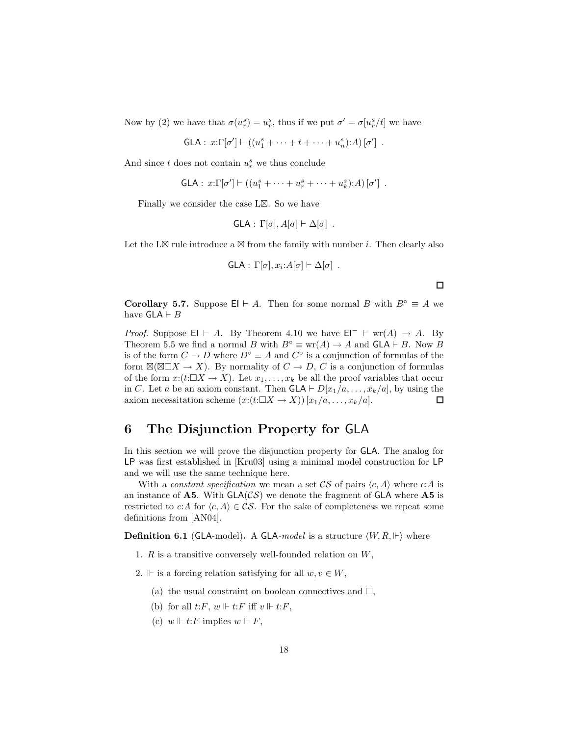Now by (2) we have that $\sigma(u_r^s) = u_r^s$, thus if we put $\sigma' = \sigma[u_r^s/t]$ we have

$$\mathsf{GLA} : x{:}\Gamma[\sigma'] \vdash ((u_1^s + \cdots + t + \cdots + u_n^s){:}A)\,[\sigma'] \ .$$

And since $t$ does not contain $u_r^s$ we thus conclude

$$\mathsf{GLA} : x{:}\Gamma[\sigma'] \vdash ((u_1^s + \cdots + u_r^s + \cdots + u_k^s){:}A)\,[\sigma'] \ .$$

Finally we consider the case L$\boxtimes$. So we have

$$\mathsf{GLA} : \Gamma[\sigma], A[\sigma] \vdash \Delta[\sigma] \ .$$

Let the L$\boxtimes$ rule introduce a $\boxtimes$ from the family with number $i$. Then clearly also

$$\mathsf{GLA} : \Gamma[\sigma], x_i{:}A[\sigma] \vdash \Delta[\sigma] \ .$$

$\square$

**Corollary 5.7.** Suppose $\mathsf{EI} \vdash A$. Then for some normal $B$ with $B^\circ \equiv A$ we have $\mathsf{GLA} \vdash B$

*Proof.* Suppose $\mathsf{EI} \vdash A$. By Theorem 4.10 we have $\mathsf{EI}^- \vdash \mathrm{wr}(A) \to A$. By Theorem 5.5 we find a normal $B$ with $B^\circ \equiv \mathrm{wr}(A) \to A$ and $\mathsf{GLA} \vdash B$. Now $B$ is of the form $C \to D$ where $D^\circ \equiv A$ and $C^\circ$ is a conjunction of formulas of the form $\boxtimes(\boxtimes\Box X \to X)$. By normality of $C \to D$, $C$ is a conjunction of formulas of the form $x{:}(t{:}\Box X \to X)$. Let $x_1, \ldots, x_k$ be all the proof variables that occur in $C$. Let $a$ be an axiom constant. Then $\mathsf{GLA} \vdash D[x_1/a, \ldots, x_k/a]$, by using the axiom necessitation scheme $(x{:}(t{:}\Box X \to X))\,[x_1/a, \ldots, x_k/a]$. $\square$

## 6 The Disjunction Property for GLA

In this section we will prove the disjunction property for GLA. The analog for LP was first established in [Kru03] using a minimal model construction for LP and we will use the same technique here.

With a *constant specification* we mean a set $\mathcal{CS}$ of pairs $\langle c, A\rangle$ where $c{:}A$ is an instance of **A5**. With $\mathsf{GLA}(\mathcal{CS})$ we denote the fragment of GLA where **A5** is restricted to $c{:}A$ for $\langle c, A\rangle \in \mathcal{CS}$. For the sake of completeness we repeat some definitions from [AN04].

**Definition 6.1** (GLA-model)**.** A GLA-*model* is a structure $\langle W, R, \Vdash\rangle$ where

1. $R$ is a transitive conversely well-founded relation on $W$,
2. $\Vdash$ is a forcing relation satisfying for all $w, v \in W$,
   (a) the usual constraint on boolean connectives and $\Box$,
   (b) for all $t{:}F$, $w \Vdash t{:}F$ iff $v \Vdash t{:}F$,
   (c) $w \Vdash t{:}F$ implies $w \Vdash F$,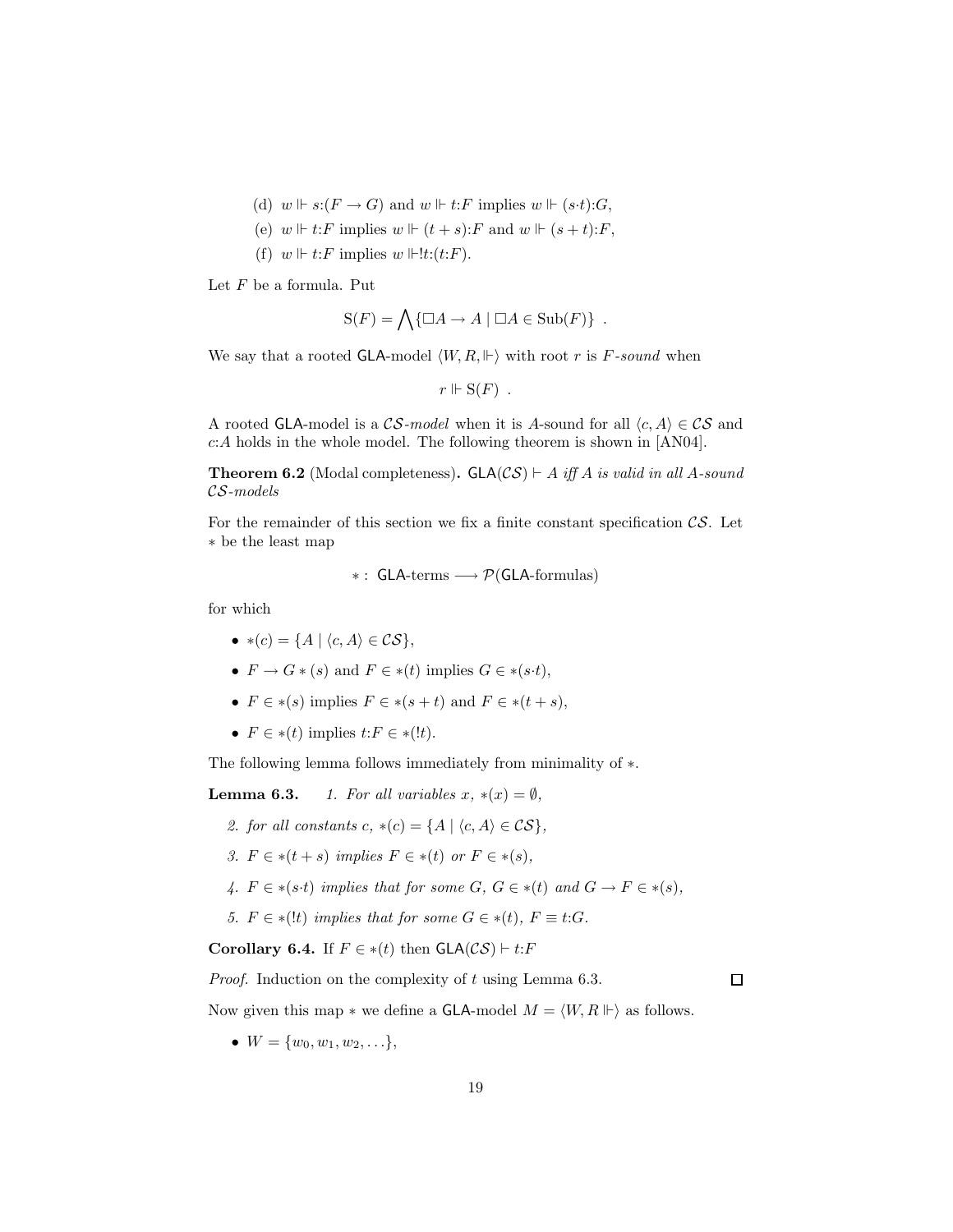(d) $w \Vdash s{:}(F \to G)$ and $w \Vdash t{:}F$ implies $w \Vdash (s{\cdot}t){:}G$,

(e) $w \Vdash t{:}F$ implies $w \Vdash (t+s){:}F$ and $w \Vdash (s+t){:}F$,

(f) $w \Vdash t{:}F$ implies $w \Vdash !t{:}(t{:}F)$.

Let $F$ be a formula. Put

$$\mathrm{S}(F) = \bigwedge\{\Box A \to A \mid \Box A \in \mathrm{Sub}(F)\} \ .$$

We say that a rooted $\mathsf{GLA}$-model $\langle W, R, \Vdash\rangle$ with root $r$ is *$F$-sound* when

$$r \Vdash \mathrm{S}(F) \ .$$

A rooted $\mathsf{GLA}$-model is a *$\mathcal{CS}$-model* when it is $A$-sound for all $\langle c, A\rangle \in \mathcal{CS}$ and $c{:}A$ holds in the whole model. The following theorem is shown in [AN04].

**Theorem 6.2** (Modal completeness)**.** *$\mathsf{GLA}(\mathcal{CS}) \vdash A$ iff $A$ is valid in all $A$-sound $\mathcal{CS}$-models*

For the remainder of this section we fix a finite constant specification $\mathcal{CS}$. Let $*$ be the least map

$$* : \ \mathsf{GLA}\text{-terms} \longrightarrow \mathcal{P}(\mathsf{GLA}\text{-formulas})$$

for which

- $*(c) = \{A \mid \langle c, A\rangle \in \mathcal{CS}\}$,
- $F \to G * (s)$ and $F \in *(t)$ implies $G \in *(s{\cdot}t)$,
- $F \in *(s)$ implies $F \in *(s+t)$ and $F \in *(t+s)$,
- $F \in *(t)$ implies $t{:}F \in *(!t)$.

The following lemma follows immediately from minimality of $*$.

**Lemma 6.3.** *1. For all variables $x$, $*(x) = \emptyset$,*

*2. for all constants $c$, $*(c) = \{A \mid \langle c, A\rangle \in \mathcal{CS}\}$,*

*3. $F \in *(t+s)$ implies $F \in *(t)$ or $F \in *(s)$,*

*4. $F \in *(s{\cdot}t)$ implies that for some $G$, $G \in *(t)$ and $G \to F \in *(s)$,*

*5. $F \in *(!t)$ implies that for some $G \in *(t)$, $F \equiv t{:}G$.*

**Corollary 6.4.** If $F \in *(t)$ then $\mathsf{GLA}(\mathcal{CS}) \vdash t{:}F$

*Proof.* Induction on the complexity of $t$ using Lemma 6.3. $\square$

Now given this map $*$ we define a $\mathsf{GLA}$-model $M = \langle W, R \Vdash\rangle$ as follows.

- $W = \{w_0, w_1, w_2, \ldots\}$,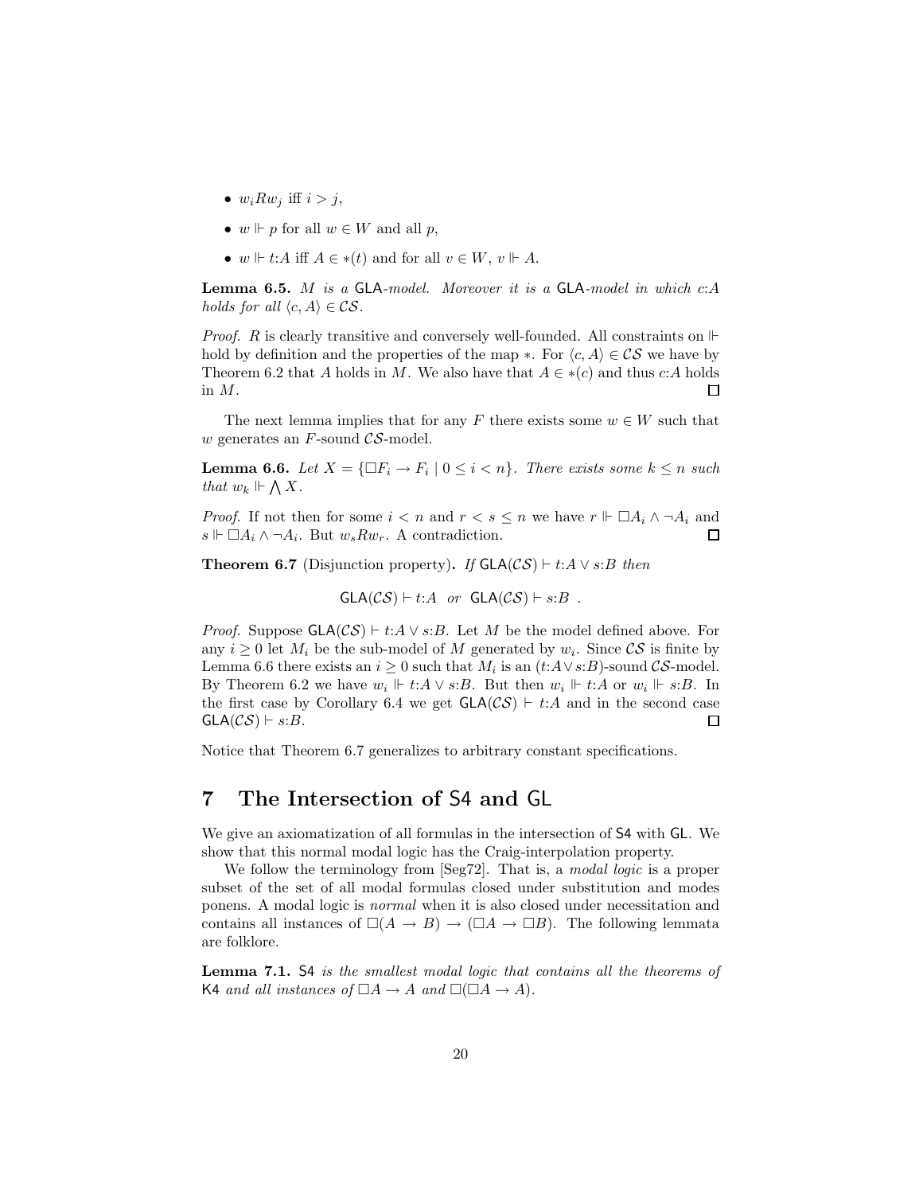- $w_i R w_j$ iff $i > j$,
- $w \Vdash p$ for all $w \in W$ and all $p$,
- $w \Vdash t{:}A$ iff $A \in *(t)$ and for all $v \in W$, $v \Vdash A$.

**Lemma 6.5.** *$M$ is a $\mathsf{GLA}$-model. Moreover it is a $\mathsf{GLA}$-model in which $c{:}A$ holds for all $\langle c, A\rangle \in \mathcal{CS}$.*

*Proof.* $R$ is clearly transitive and conversely well-founded. All constraints on $\Vdash$ hold by definition and the properties of the map $*$. For $\langle c, A\rangle \in \mathcal{CS}$ we have by Theorem 6.2 that $A$ holds in $M$. We also have that $A \in *(c)$ and thus $c{:}A$ holds in $M$. $\square$

The next lemma implies that for any $F$ there exists some $w \in W$ such that $w$ generates an $F$-sound $\mathcal{CS}$-model.

**Lemma 6.6.** *Let $X = \{\Box F_i \to F_i \mid 0 \le i < n\}$. There exists some $k \le n$ such that $w_k \Vdash \bigwedge X$.*

*Proof.* If not then for some $i < n$ and $r < s \le n$ we have $r \Vdash \Box A_i \wedge \neg A_i$ and $s \Vdash \Box A_i \wedge \neg A_i$. But $w_s R w_r$. A contradiction. $\square$

**Theorem 6.7** (Disjunction property)**.** *If $\mathsf{GLA}(\mathcal{CS}) \vdash t{:}A \vee s{:}B$ then*

$$\mathsf{GLA}(\mathcal{CS}) \vdash t{:}A \;\; or \;\; \mathsf{GLA}(\mathcal{CS}) \vdash s{:}B \;\; .$$

*Proof.* Suppose $\mathsf{GLA}(\mathcal{CS}) \vdash t{:}A \vee s{:}B$. Let $M$ be the model defined above. For any $i \ge 0$ let $M_i$ be the sub-model of $M$ generated by $w_i$. Since $\mathcal{CS}$ is finite by Lemma 6.6 there exists an $i \ge 0$ such that $M_i$ is an $(t{:}A \vee s{:}B)$-sound $\mathcal{CS}$-model. By Theorem 6.2 we have $w_i \Vdash t{:}A \vee s{:}B$. But then $w_i \Vdash t{:}A$ or $w_i \Vdash s{:}B$. In the first case by Corollary 6.4 we get $\mathsf{GLA}(\mathcal{CS}) \vdash t{:}A$ and in the second case $\mathsf{GLA}(\mathcal{CS}) \vdash s{:}B$. $\square$

Notice that Theorem 6.7 generalizes to arbitrary constant specifications.

# 7 The Intersection of S4 and GL

We give an axiomatization of all formulas in the intersection of $\mathsf{S4}$ with $\mathsf{GL}$. We show that this normal modal logic has the Craig-interpolation property.

We follow the terminology from [Seg72]. That is, a *modal logic* is a proper subset of the set of all modal formulas closed under substitution and modes ponens. A modal logic is *normal* when it is also closed under necessitation and contains all instances of $\Box(A \to B) \to (\Box A \to \Box B)$. The following lemmata are folklore.

**Lemma 7.1.** *$\mathsf{S4}$ is the smallest modal logic that contains all the theorems of $\mathsf{K4}$ and all instances of $\Box A \to A$ and $\Box(\Box A \to A)$.*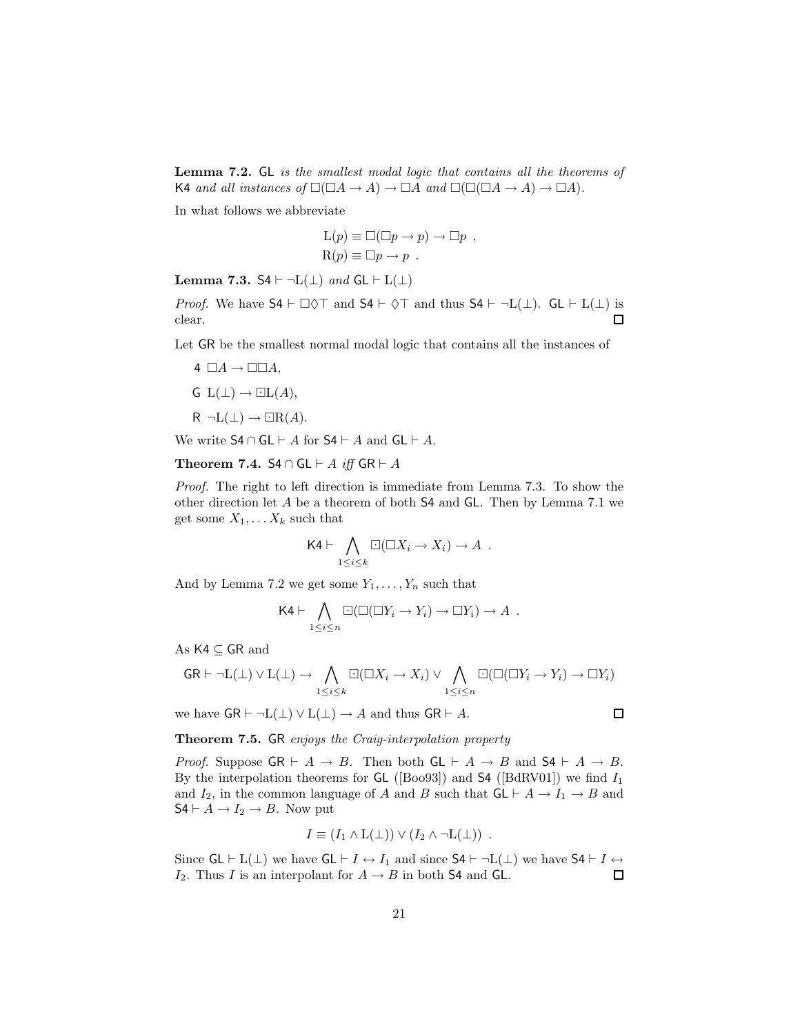**Lemma 7.2.** GL *is the smallest modal logic that contains all the theorems of* K4 *and all instances of* $\Box(\Box A \to A) \to \Box A$ *and* $\Box(\Box(\Box A \to A) \to \Box A)$.

In what follows we abbreviate

$$\mathrm{L}(p) \equiv \Box(\Box p \to p) \to \Box p \ ,$$
$$\mathrm{R}(p) \equiv \Box p \to p \ .$$

**Lemma 7.3.** $\mathsf{S4} \vdash \neg\mathrm{L}(\bot)$ *and* $\mathsf{GL} \vdash \mathrm{L}(\bot)$

*Proof.* We have $\mathsf{S4} \vdash \Box\Diamond\top$ and $\mathsf{S4} \vdash \Diamond\top$ and thus $\mathsf{S4} \vdash \neg\mathrm{L}(\bot)$. $\mathsf{GL} \vdash \mathrm{L}(\bot)$ is clear. ☐

Let GR be the smallest normal modal logic that contains all the instances of

- 4 $\Box A \to \Box\Box A$,
- G $\mathrm{L}(\bot) \to \boxdot\mathrm{L}(A)$,
- R $\neg\mathrm{L}(\bot) \to \boxdot\mathrm{R}(A)$.

We write $\mathsf{S4} \cap \mathsf{GL} \vdash A$ for $\mathsf{S4} \vdash A$ and $\mathsf{GL} \vdash A$.

**Theorem 7.4.** $\mathsf{S4} \cap \mathsf{GL} \vdash A$ *iff* $\mathsf{GR} \vdash A$

*Proof.* The right to left direction is immediate from Lemma 7.3. To show the other direction let $A$ be a theorem of both S4 and GL. Then by Lemma 7.1 we get some $X_1, \dots X_k$ such that

$$\mathsf{K4} \vdash \bigwedge_{1 \le i \le k} \boxdot(\Box X_i \to X_i) \to A \ .$$

And by Lemma 7.2 we get some $Y_1, \dots, Y_n$ such that

$$\mathsf{K4} \vdash \bigwedge_{1 \le i \le n} \boxdot(\Box(\Box Y_i \to Y_i) \to \Box Y_i) \to A \ .$$

As $\mathsf{K4} \subseteq \mathsf{GR}$ and

$$\mathsf{GR} \vdash \neg\mathrm{L}(\bot) \vee \mathrm{L}(\bot) \to \bigwedge_{1 \le i \le k} \boxdot(\Box X_i \to X_i) \vee \bigwedge_{1 \le i \le n} \boxdot(\Box(\Box Y_i \to Y_i) \to \Box Y_i)$$

we have $\mathsf{GR} \vdash \neg\mathrm{L}(\bot) \vee \mathrm{L}(\bot) \to A$ and thus $\mathsf{GR} \vdash A$. ☐

**Theorem 7.5.** GR *enjoys the Craig-interpolation property*

*Proof.* Suppose $\mathsf{GR} \vdash A \to B$. Then both $\mathsf{GL} \vdash A \to B$ and $\mathsf{S4} \vdash A \to B$. By the interpolation theorems for GL ([Boo93]) and S4 ([BdRV01]) we find $I_1$ and $I_2$, in the common language of $A$ and $B$ such that $\mathsf{GL} \vdash A \to I_1 \to B$ and $\mathsf{S4} \vdash A \to I_2 \to B$. Now put

$$I \equiv (I_1 \wedge \mathrm{L}(\bot)) \vee (I_2 \wedge \neg\mathrm{L}(\bot)) \ .$$

Since $\mathsf{GL} \vdash \mathrm{L}(\bot)$ we have $\mathsf{GL} \vdash I \leftrightarrow I_1$ and since $\mathsf{S4} \vdash \neg\mathrm{L}(\bot)$ we have $\mathsf{S4} \vdash I \leftrightarrow I_2$. Thus $I$ is an interpolant for $A \to B$ in both S4 and GL. ☐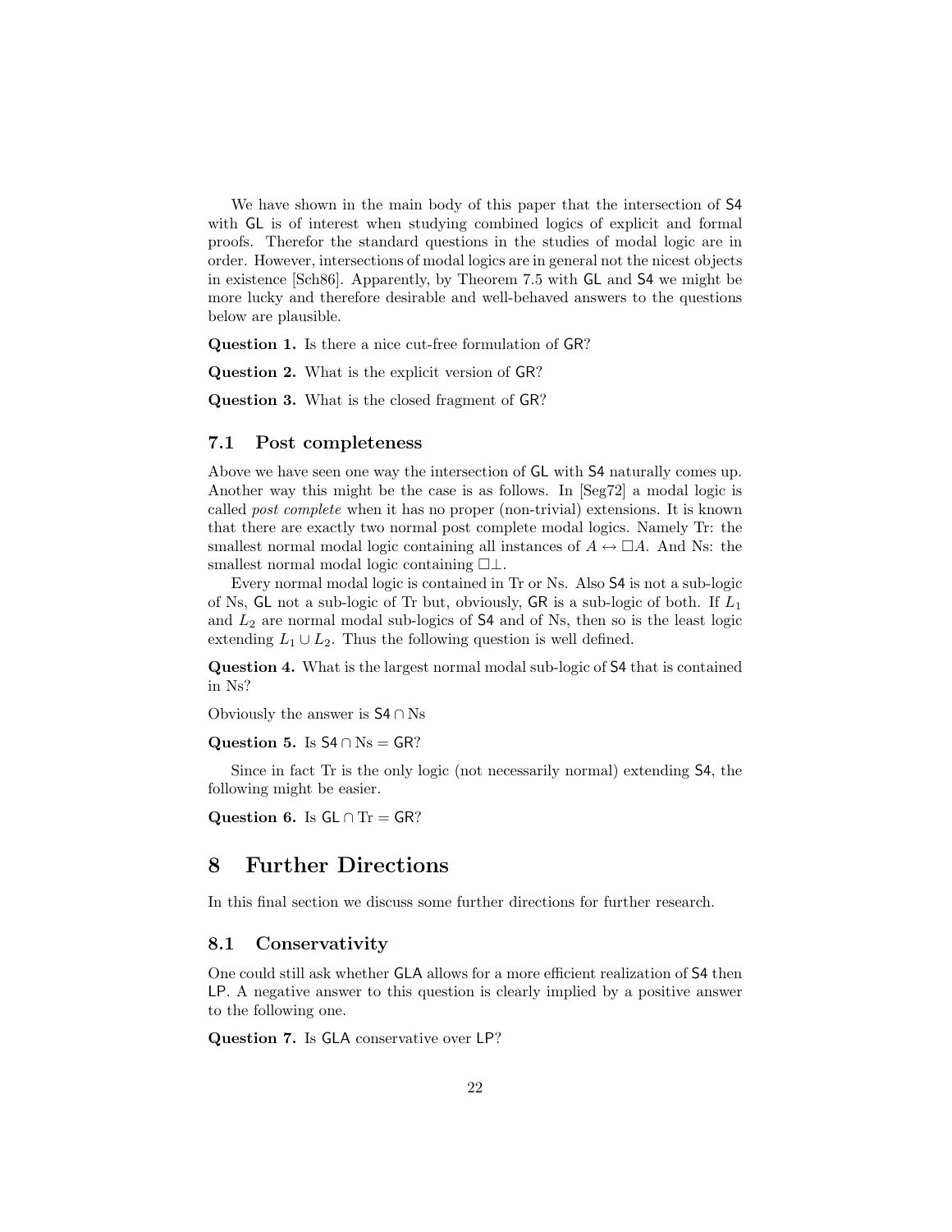We have shown in the main body of this paper that the intersection of S4 with GL is of interest when studying combined logics of explicit and formal proofs. Therefor the standard questions in the studies of modal logic are in order. However, intersections of modal logics are in general not the nicest objects in existence [Sch86]. Apparently, by Theorem 7.5 with GL and S4 we might be more lucky and therefore desirable and well-behaved answers to the questions below are plausible.

**Question 1.** Is there a nice cut-free formulation of GR?

**Question 2.** What is the explicit version of GR?

**Question 3.** What is the closed fragment of GR?

## 7.1 Post completeness

Above we have seen one way the intersection of GL with S4 naturally comes up. Another way this might be the case is as follows. In [Seg72] a modal logic is called *post complete* when it has no proper (non-trivial) extensions. It is known that there are exactly two normal post complete modal logics. Namely Tr: the smallest normal modal logic containing all instances of $A \leftrightarrow \Box A$. And Ns: the smallest normal modal logic containing $\Box\bot$.

Every normal modal logic is contained in Tr or Ns. Also S4 is not a sub-logic of Ns, GL not a sub-logic of Tr but, obviously, GR is a sub-logic of both. If $L_1$ and $L_2$ are normal modal sub-logics of S4 and of Ns, then so is the least logic extending $L_1 \cup L_2$. Thus the following question is well defined.

**Question 4.** What is the largest normal modal sub-logic of S4 that is contained in Ns?

Obviously the answer is $\mathsf{S4} \cap \mathrm{Ns}$

**Question 5.** Is $\mathsf{S4} \cap \mathrm{Ns} = \mathsf{GR}$?

Since in fact Tr is the only logic (not necessarily normal) extending S4, the following might be easier.

**Question 6.** Is $\mathsf{GL} \cap \mathrm{Tr} = \mathsf{GR}$?

# 8 Further Directions

In this final section we discuss some further directions for further research.

## 8.1 Conservativity

One could still ask whether GLA allows for a more efficient realization of S4 then LP. A negative answer to this question is clearly implied by a positive answer to the following one.

**Question 7.** Is GLA conservative over LP?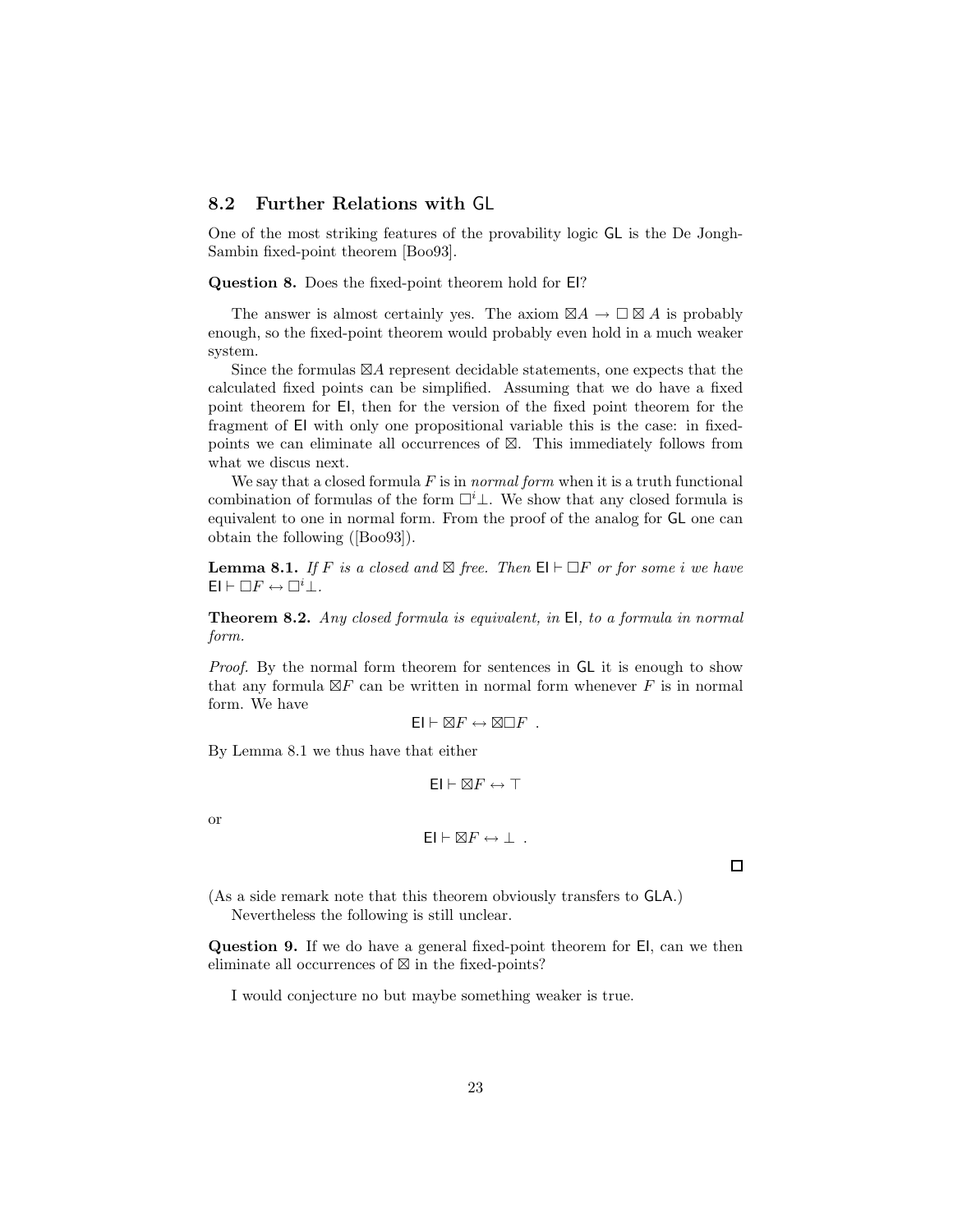## 8.2 Further Relations with GL

One of the most striking features of the provability logic GL is the De Jongh-Sambin fixed-point theorem [Boo93].

**Question 8.** Does the fixed-point theorem hold for EI?

The answer is almost certainly yes. The axiom $\boxtimes A \to \Box \boxtimes A$ is probably enough, so the fixed-point theorem would probably even hold in a much weaker system.

Since the formulas $\boxtimes A$ represent decidable statements, one expects that the calculated fixed points can be simplified. Assuming that we do have a fixed point theorem for EI, then for the version of the fixed point theorem for the fragment of EI with only one propositional variable this is the case: in fixed-points we can eliminate all occurrences of $\boxtimes$. This immediately follows from what we discus next.

We say that a closed formula $F$ is in *normal form* when it is a truth functional combination of formulas of the form $\Box^i \bot$. We show that any closed formula is equivalent to one in normal form. From the proof of the analog for GL one can obtain the following ([Boo93]).

**Lemma 8.1.** *If $F$ is a closed and $\boxtimes$ free. Then $\mathsf{EI} \vdash \Box F$ or for some $i$ we have $\mathsf{EI} \vdash \Box F \leftrightarrow \Box^i \bot$.*

**Theorem 8.2.** *Any closed formula is equivalent, in EI, to a formula in normal form.*

*Proof.* By the normal form theorem for sentences in GL it is enough to show that any formula $\boxtimes F$ can be written in normal form whenever $F$ is in normal form. We have

$$\mathsf{EI} \vdash \boxtimes F \leftrightarrow \boxtimes \Box F \ .$$

By Lemma 8.1 we thus have that either

$$\mathsf{EI} \vdash \boxtimes F \leftrightarrow \top$$

or

$$\mathsf{EI} \vdash \boxtimes F \leftrightarrow \bot \ .$$

□

(As a side remark note that this theorem obviously transfers to GLA.)

Nevertheless the following is still unclear.

**Question 9.** If we do have a general fixed-point theorem for EI, can we then eliminate all occurrences of $\boxtimes$ in the fixed-points?

I would conjecture no but maybe something weaker is true.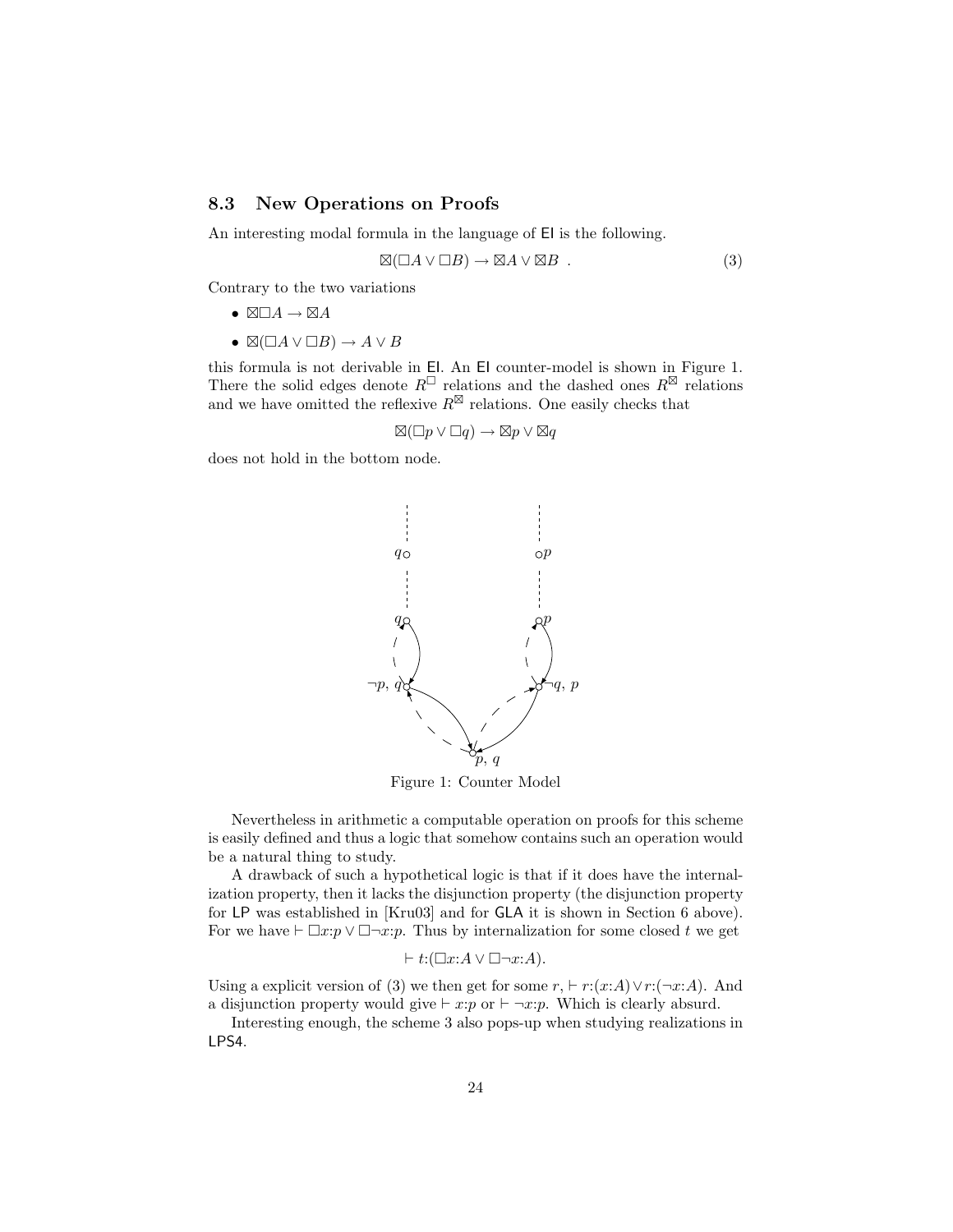### 8.3 New Operations on Proofs

An interesting modal formula in the language of EI is the following.

$$\boxtimes(\Box A \vee \Box B) \rightarrow \boxtimes A \vee \boxtimes B \quad . \tag{3}$$

Contrary to the two variations

- $\boxtimes\Box A \rightarrow \boxtimes A$
- $\boxtimes(\Box A \vee \Box B) \rightarrow A \vee B$

this formula is not derivable in EI. An EI counter-model is shown in Figure 1. There the solid edges denote $R^{\Box}$ relations and the dashed ones $R^{\boxtimes}$ relations and we have omitted the reflexive $R^{\boxtimes}$ relations. One easily checks that

$$\boxtimes(\Box p \vee \Box q) \rightarrow \boxtimes p \vee \boxtimes q$$

does not hold in the bottom node.

Figure 1: Counter Model

Nevertheless in arithmetic a computable operation on proofs for this scheme is easily defined and thus a logic that somehow contains such an operation would be a natural thing to study.

A drawback of such a hypothetical logic is that if it does have the internalization property, then it lacks the disjunction property (the disjunction property for LP was established in [Kru03] and for GLA it is shown in Section 6 above). For we have $\vdash \Box x{:}p \vee \Box\neg x{:}p$. Thus by internalization for some closed $t$ we get

$$\vdash t{:}(\Box x{:}A \vee \Box\neg x{:}A).$$

Using a explicit version of (3) we then get for some $r$, $\vdash r{:}(x{:}A) \vee r{:}(\neg x{:}A)$. And a disjunction property would give $\vdash x{:}p$ or $\vdash \neg x{:}p$. Which is clearly absurd.

Interesting enough, the scheme 3 also pops-up when studying realizations in LPS4.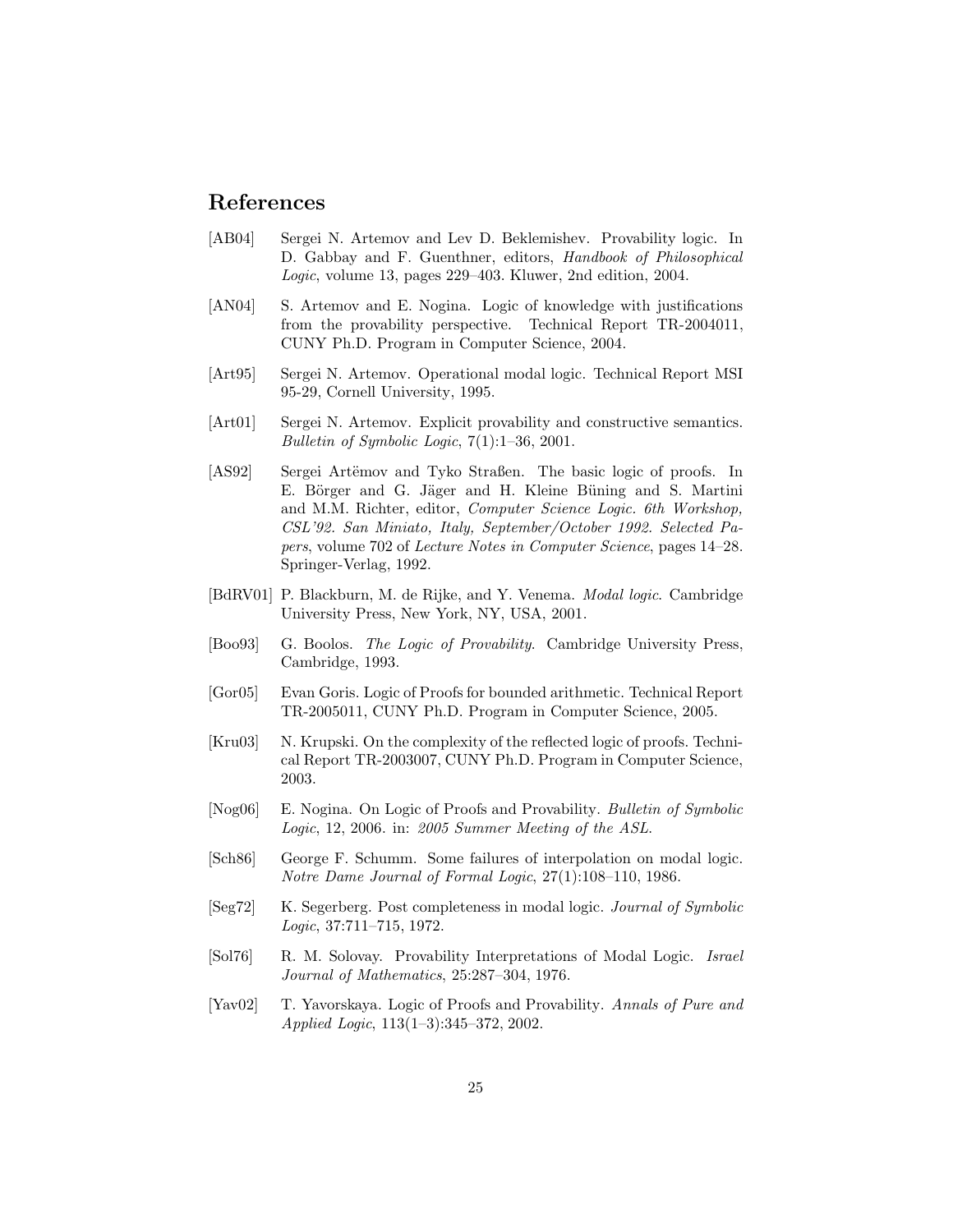## References

[AB04] Sergei N. Artemov and Lev D. Beklemishev. Provability logic. In D. Gabbay and F. Guenthner, editors, *Handbook of Philosophical Logic*, volume 13, pages 229–403. Kluwer, 2nd edition, 2004.

[AN04] S. Artemov and E. Nogina. Logic of knowledge with justifications from the provability perspective. Technical Report TR-2004011, CUNY Ph.D. Program in Computer Science, 2004.

[Art95] Sergei N. Artemov. Operational modal logic. Technical Report MSI 95-29, Cornell University, 1995.

[Art01] Sergei N. Artemov. Explicit provability and constructive semantics. *Bulletin of Symbolic Logic*, 7(1):1–36, 2001.

[AS92] Sergei Artëmov and Tyko Straßen. The basic logic of proofs. In E. Börger and G. Jäger and H. Kleine Büning and S. Martini and M.M. Richter, editor, *Computer Science Logic. 6th Workshop, CSL'92. San Miniato, Italy, September/October 1992. Selected Papers*, volume 702 of *Lecture Notes in Computer Science*, pages 14–28. Springer-Verlag, 1992.

[BdRV01] P. Blackburn, M. de Rijke, and Y. Venema. *Modal logic*. Cambridge University Press, New York, NY, USA, 2001.

[Boo93] G. Boolos. *The Logic of Provability*. Cambridge University Press, Cambridge, 1993.

[Gor05] Evan Goris. Logic of Proofs for bounded arithmetic. Technical Report TR-2005011, CUNY Ph.D. Program in Computer Science, 2005.

[Kru03] N. Krupski. On the complexity of the reflected logic of proofs. Technical Report TR-2003007, CUNY Ph.D. Program in Computer Science, 2003.

[Nog06] E. Nogina. On Logic of Proofs and Provability. *Bulletin of Symbolic Logic*, 12, 2006. in: *2005 Summer Meeting of the ASL*.

[Sch86] George F. Schumm. Some failures of interpolation on modal logic. *Notre Dame Journal of Formal Logic*, 27(1):108–110, 1986.

[Seg72] K. Segerberg. Post completeness in modal logic. *Journal of Symbolic Logic*, 37:711–715, 1972.

[Sol76] R. M. Solovay. Provability Interpretations of Modal Logic. *Israel Journal of Mathematics*, 25:287–304, 1976.

[Yav02] T. Yavorskaya. Logic of Proofs and Provability. *Annals of Pure and Applied Logic*, 113(1–3):345–372, 2002.